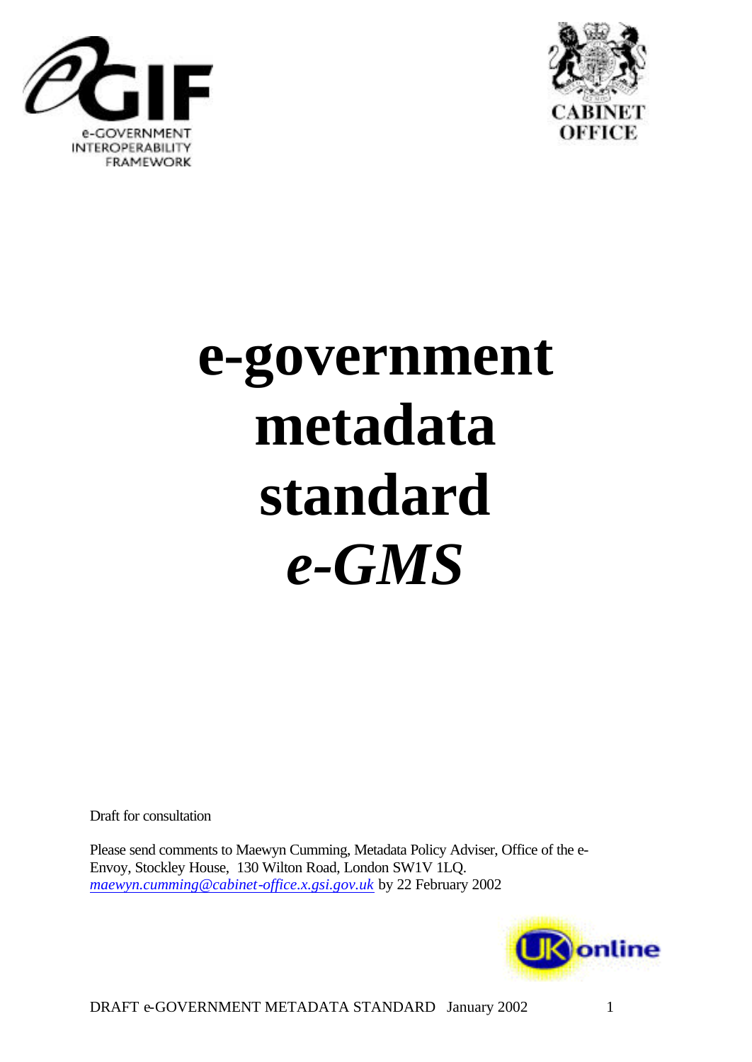# e-government metadata standard *e-GMS*

Draft for consultation

Please send comments to Maewyn Cumming, Metadata Policy Adviser, Office of the e-Envoy, Stockley House, 130 Wilton Road, London SW1V 1LQ. *maewyn.cumming@cabinet-office.x.gsi.gov.uk* by 22 February 2002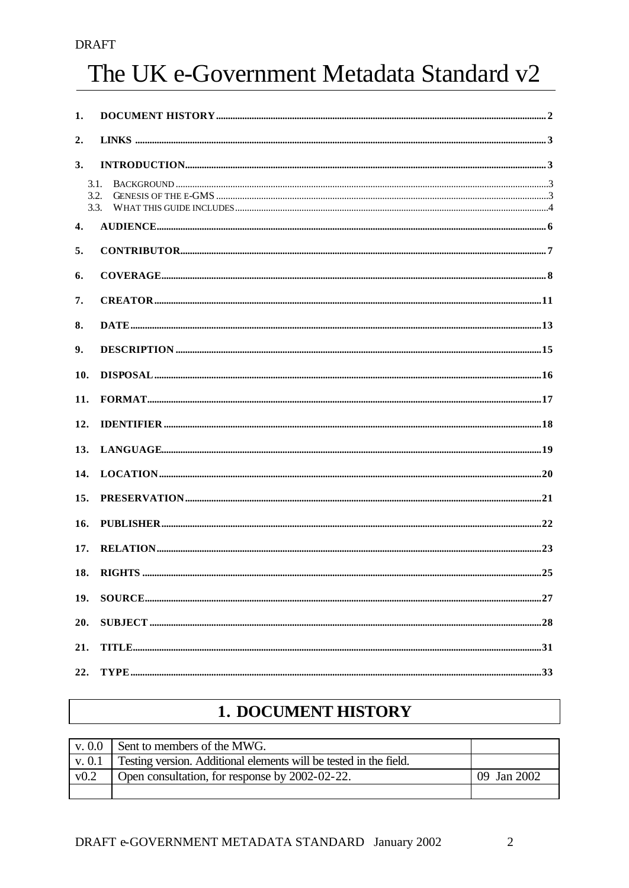DRAFT

# The UK e-Government Metadata Standard v2

1. DOCUMENT HISTORY .......... 2
2. LINKS .......... 3
3. INTRODUCTION .......... 3
   - 3.1. BACKGROUND .......... 3
   - 3.2. GENESIS OF THE E-GMS .......... 3
   - 3.3. WHAT THIS GUIDE INCLUDES .......... 4
4. AUDIENCE .......... 6
5. CONTRIBUTOR .......... 7
6. COVERAGE .......... 8
7. CREATOR .......... 11
8. DATE .......... 13
9. DESCRIPTION .......... 15
10. DISPOSAL .......... 16
11. FORMAT .......... 17
12. IDENTIFIER .......... 18
13. LANGUAGE .......... 19
14. LOCATION .......... 20
15. PRESERVATION .......... 21
16. PUBLISHER .......... 22
17. RELATION .......... 23
18. RIGHTS .......... 25
19. SOURCE .......... 27
20. SUBJECT .......... 28
21. TITLE .......... 31
22. TYPE .......... 33

## 1. DOCUMENT HISTORY

| | | |
|---|---|---|
| v. 0.0 | Sent to members of the MWG. | |
| v. 0.1 | Testing version. Additional elements will be tested in the field. | |
| v0.2 | Open consultation, for response by 2002-02-22. | 09 Jan 2002 |
| | | |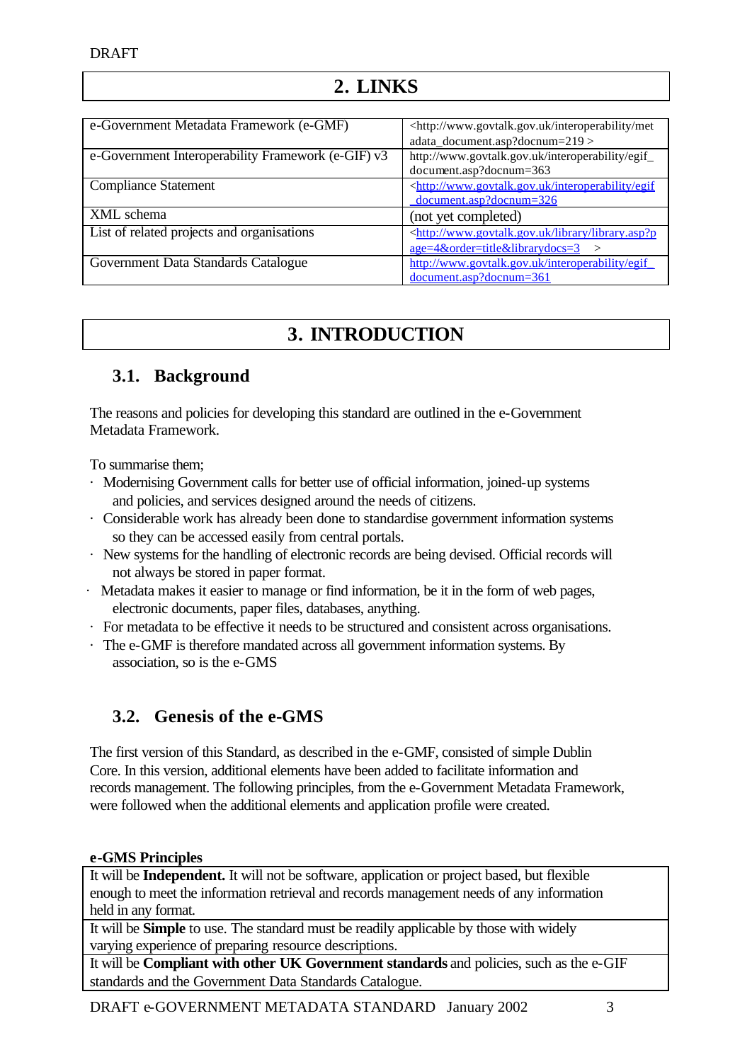DRAFT

# 2. LINKS

| | |
|---|---|
| e-Government Metadata Framework (e-GMF) | <http://www.govtalk.gov.uk/interoperability/metadata_document.asp?docnum=219 > |
| e-Government Interoperability Framework (e-GIF) v3 | http://www.govtalk.gov.uk/interoperability/egif_document.asp?docnum=363 |
| Compliance Statement | <http://www.govtalk.gov.uk/interoperability/egif_document.asp?docnum=326 |
| XML schema | (not yet completed) |
| List of related projects and organisations | <http://www.govtalk.gov.uk/library/library.asp?page=4&order=title&librarydocs=3 > |
| Government Data Standards Catalogue | http://www.govtalk.gov.uk/interoperability/egif_document.asp?docnum=361 |

# 3. INTRODUCTION

## 3.1. Background

The reasons and policies for developing this standard are outlined in the e-Government Metadata Framework.

To summarise them;

- Modernising Government calls for better use of official information, joined-up systems and policies, and services designed around the needs of citizens.
- Considerable work has already been done to standardise government information systems so they can be accessed easily from central portals.
- New systems for the handling of electronic records are being devised. Official records will not always be stored in paper format.
- Metadata makes it easier to manage or find information, be it in the form of web pages, electronic documents, paper files, databases, anything.
- For metadata to be effective it needs to be structured and consistent across organisations.
- The e-GMF is therefore mandated across all government information systems. By association, so is the e-GMS

## 3.2. Genesis of the e-GMS

The first version of this Standard, as described in the e-GMF, consisted of simple Dublin Core. In this version, additional elements have been added to facilitate information and records management. The following principles, from the e-Government Metadata Framework, were followed when the additional elements and application profile were created.

**e-GMS Principles**

| |
|---|
| It will be **Independent.** It will not be software, application or project based, but flexible enough to meet the information retrieval and records management needs of any information held in any format. |
| It will be **Simple** to use. The standard must be readily applicable by those with widely varying experience of preparing resource descriptions. |
| It will be **Compliant with other UK Government standards** and policies, such as the e-GIF standards and the Government Data Standards Catalogue. |

DRAFT e-GOVERNMENT METADATA STANDARD January 2002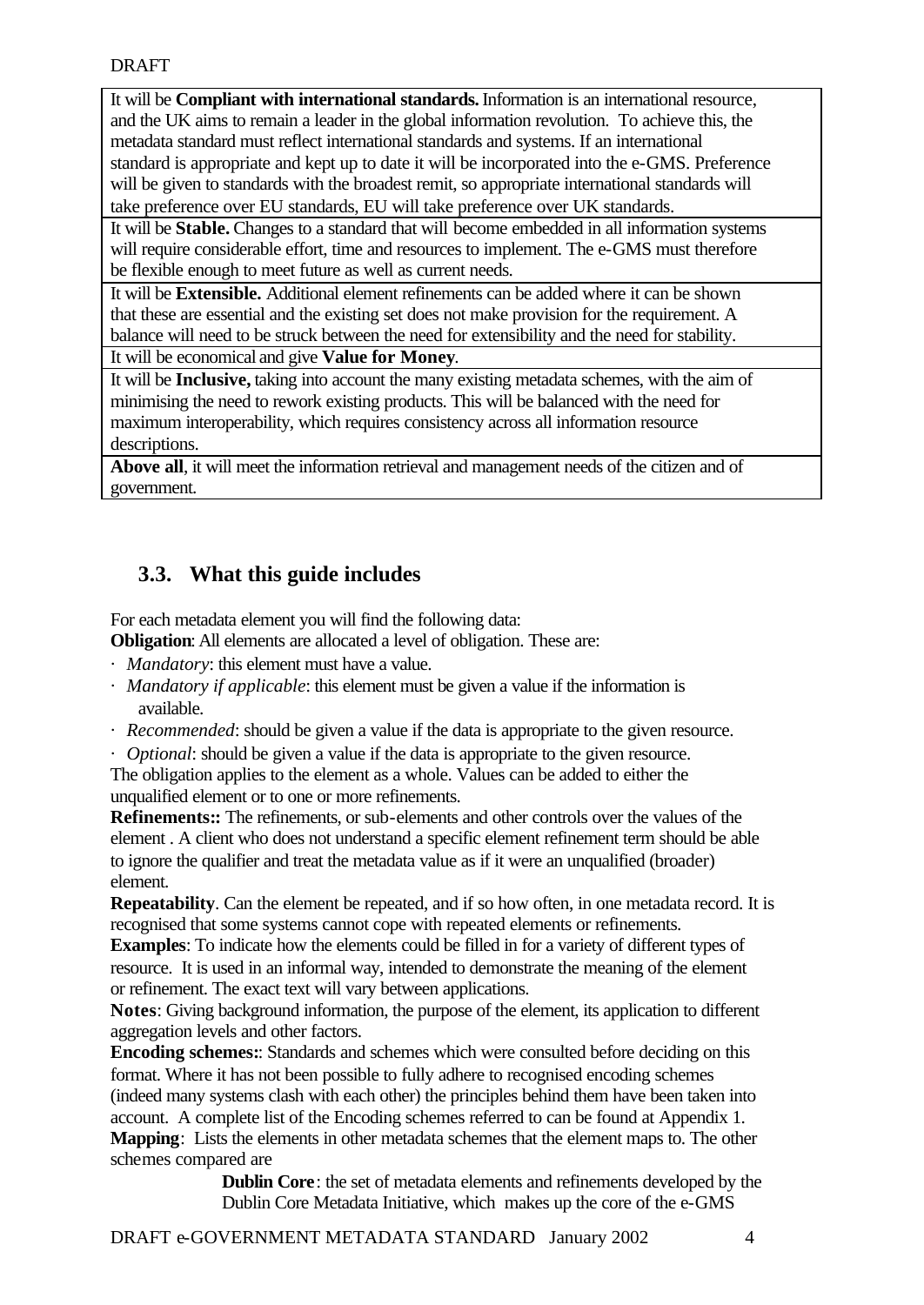| It will be **Compliant with international standards.** Information is an international resource, and the UK aims to remain a leader in the global information revolution. To achieve this, the metadata standard must reflect international standards and systems. If an international standard is appropriate and kept up to date it will be incorporated into the e-GMS. Preference will be given to standards with the broadest remit, so appropriate international standards will take preference over EU standards, EU will take preference over UK standards. |
|---|
| It will be **Stable.** Changes to a standard that will become embedded in all information systems will require considerable effort, time and resources to implement. The e-GMS must therefore be flexible enough to meet future as well as current needs. |
| It will be **Extensible.** Additional element refinements can be added where it can be shown that these are essential and the existing set does not make provision for the requirement. A balance will need to be struck between the need for extensibility and the need for stability. |
| It will be economical and give **Value for Money**. |
| It will be **Inclusive,** taking into account the many existing metadata schemes, with the aim of minimising the need to rework existing products. This will be balanced with the need for maximum interoperability, which requires consistency across all information resource descriptions. |
| **Above all**, it will meet the information retrieval and management needs of the citizen and of government. |

### 3.3. What this guide includes

For each metadata element you will find the following data:

**Obligation**: All elements are allocated a level of obligation. These are:

- *Mandatory*: this element must have a value.
- *Mandatory if applicable*: this element must be given a value if the information is available.
- *Recommended*: should be given a value if the data is appropriate to the given resource.
- *Optional*: should be given a value if the data is appropriate to the given resource.

The obligation applies to the element as a whole. Values can be added to either the unqualified element or to one or more refinements.

**Refinements::** The refinements, or sub-elements and other controls over the values of the element . A client who does not understand a specific element refinement term should be able to ignore the qualifier and treat the metadata value as if it were an unqualified (broader) element.

**Repeatability**. Can the element be repeated, and if so how often, in one metadata record. It is recognised that some systems cannot cope with repeated elements or refinements.

**Examples**: To indicate how the elements could be filled in for a variety of different types of resource. It is used in an informal way, intended to demonstrate the meaning of the element or refinement. The exact text will vary between applications.

**Notes**: Giving background information, the purpose of the element, its application to different aggregation levels and other factors.

**Encoding schemes:**: Standards and schemes which were consulted before deciding on this format. Where it has not been possible to fully adhere to recognised encoding schemes (indeed many systems clash with each other) the principles behind them have been taken into account. A complete list of the Encoding schemes referred to can be found at Appendix 1.

**Mapping**: Lists the elements in other metadata schemes that the element maps to. The other schemes compared are

> **Dublin Core**: the set of metadata elements and refinements developed by the Dublin Core Metadata Initiative, which makes up the core of the e-GMS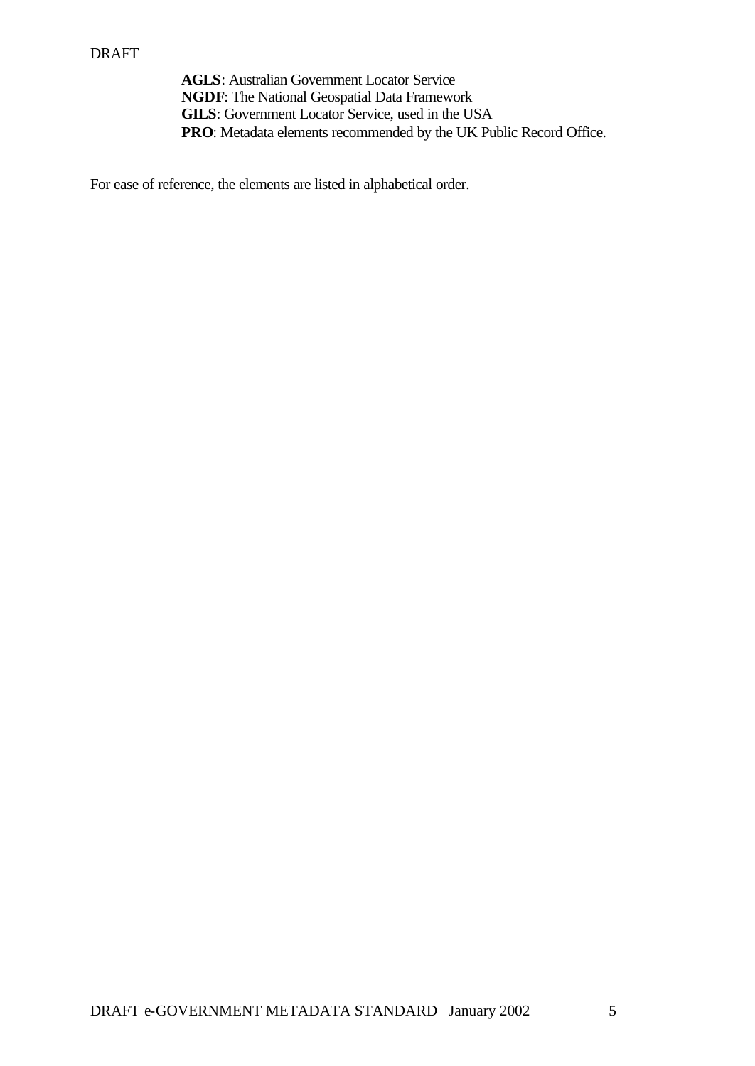**AGLS**: Australian Government Locator Service  
**NGDF**: The National Geospatial Data Framework  
**GILS**: Government Locator Service, used in the USA  
**PRO**: Metadata elements recommended by the UK Public Record Office.

For ease of reference, the elements are listed in alphabetical order.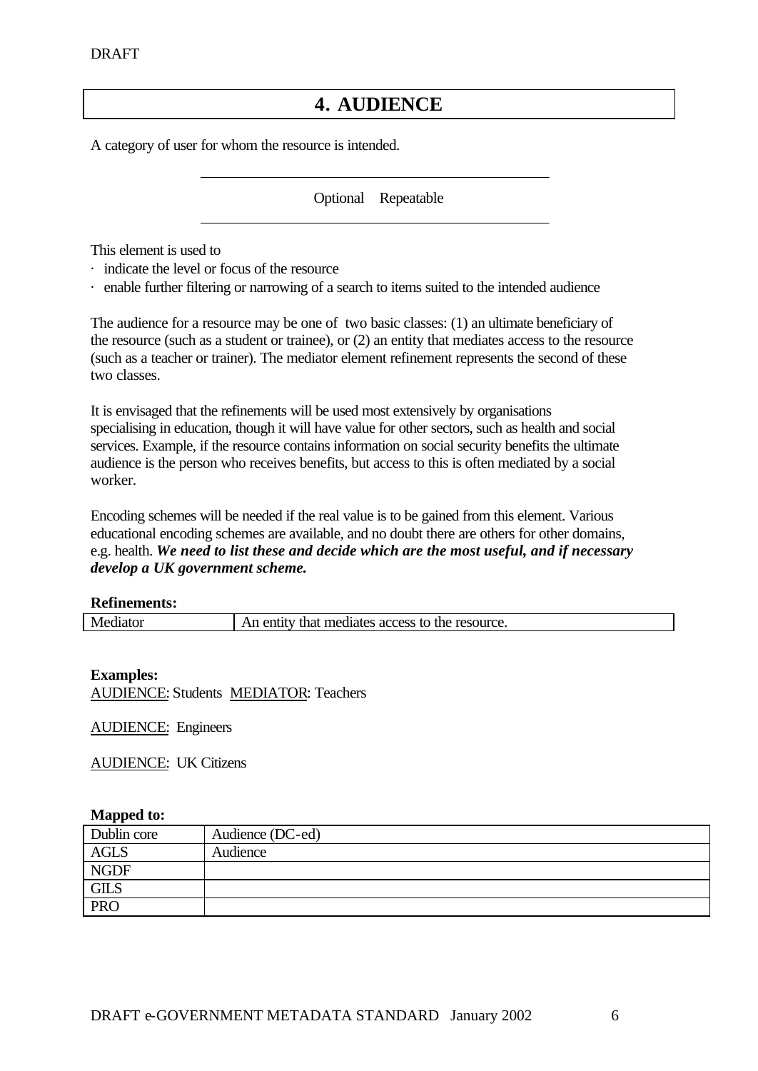# 4. AUDIENCE

A category of user for whom the resource is intended.

Optional Repeatable

This element is used to

- indicate the level or focus of the resource
- enable further filtering or narrowing of a search to items suited to the intended audience

The audience for a resource may be one of two basic classes: (1) an ultimate beneficiary of the resource (such as a student or trainee), or (2) an entity that mediates access to the resource (such as a teacher or trainer). The mediator element refinement represents the second of these two classes.

It is envisaged that the refinements will be used most extensively by organisations specialising in education, though it will have value for other sectors, such as health and social services. Example, if the resource contains information on social security benefits the ultimate audience is the person who receives benefits, but access to this is often mediated by a social worker.

Encoding schemes will be needed if the real value is to be gained from this element. Various educational encoding schemes are available, and no doubt there are others for other domains, e.g. health. ***We need to list these and decide which are the most useful, and if necessary develop a UK government scheme.***

**Refinements:**

| Mediator | An entity that mediates access to the resource. |
|---|---|

**Examples:**

AUDIENCE: Students MEDIATOR: Teachers

AUDIENCE: Engineers

AUDIENCE: UK Citizens

**Mapped to:**

| Dublin core | Audience (DC-ed) |
|---|---|
| AGLS | Audience |
| NGDF | |
| GILS | |
| PRO | |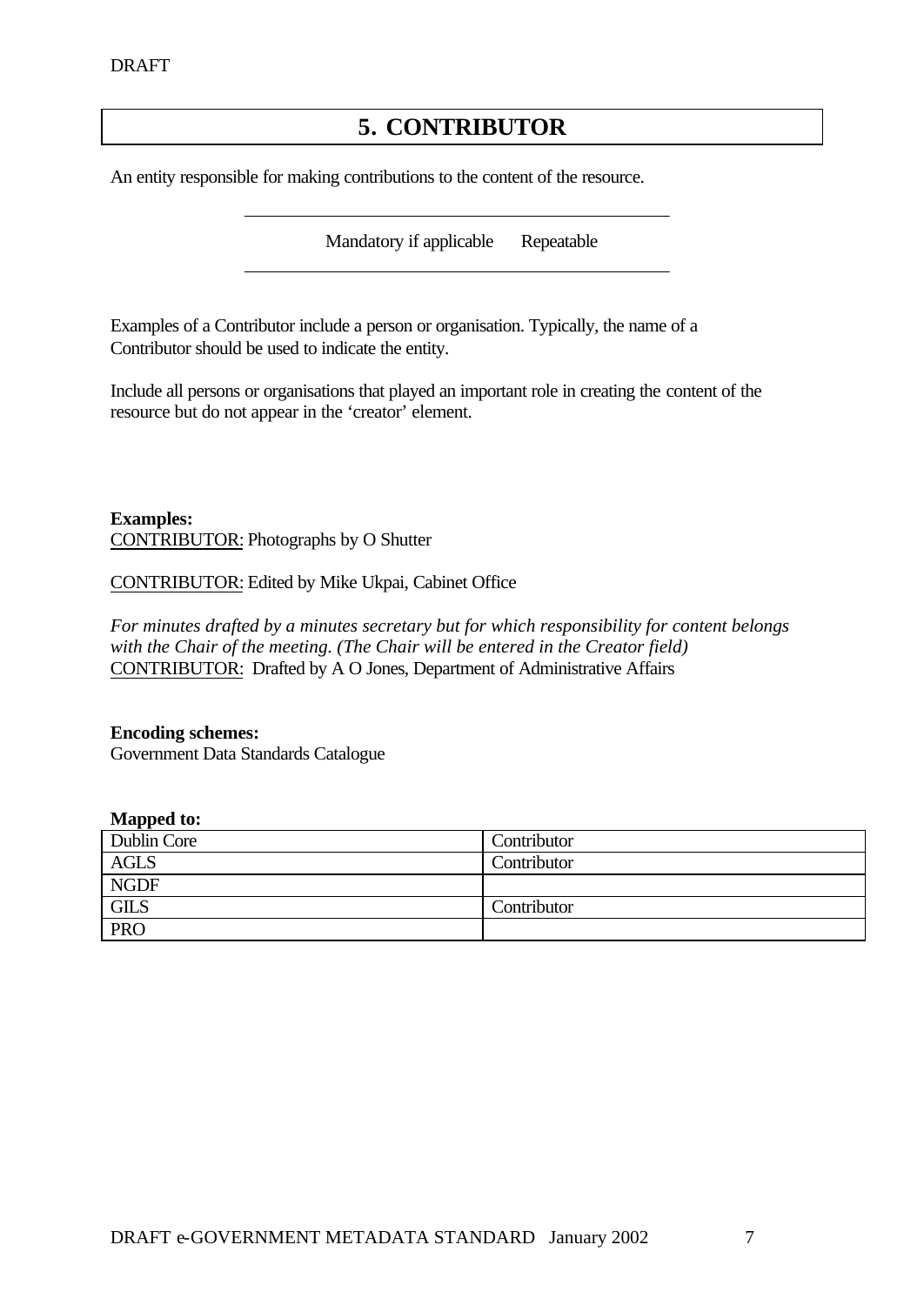# 5. CONTRIBUTOR

An entity responsible for making contributions to the content of the resource.

Mandatory if applicable    Repeatable

Examples of a Contributor include a person or organisation. Typically, the name of a Contributor should be used to indicate the entity.

Include all persons or organisations that played an important role in creating the content of the resource but do not appear in the 'creator' element.

**Examples:**
CONTRIBUTOR: Photographs by O Shutter

CONTRIBUTOR: Edited by Mike Ukpai, Cabinet Office

*For minutes drafted by a minutes secretary but for which responsibility for content belongs with the Chair of the meeting. (The Chair will be entered in the Creator field)*
CONTRIBUTOR: Drafted by A O Jones, Department of Administrative Affairs

**Encoding schemes:**
Government Data Standards Catalogue

**Mapped to:**

| | |
|---|---|
| Dublin Core | Contributor |
| AGLS | Contributor |
| NGDF | |
| GILS | Contributor |
| PRO | |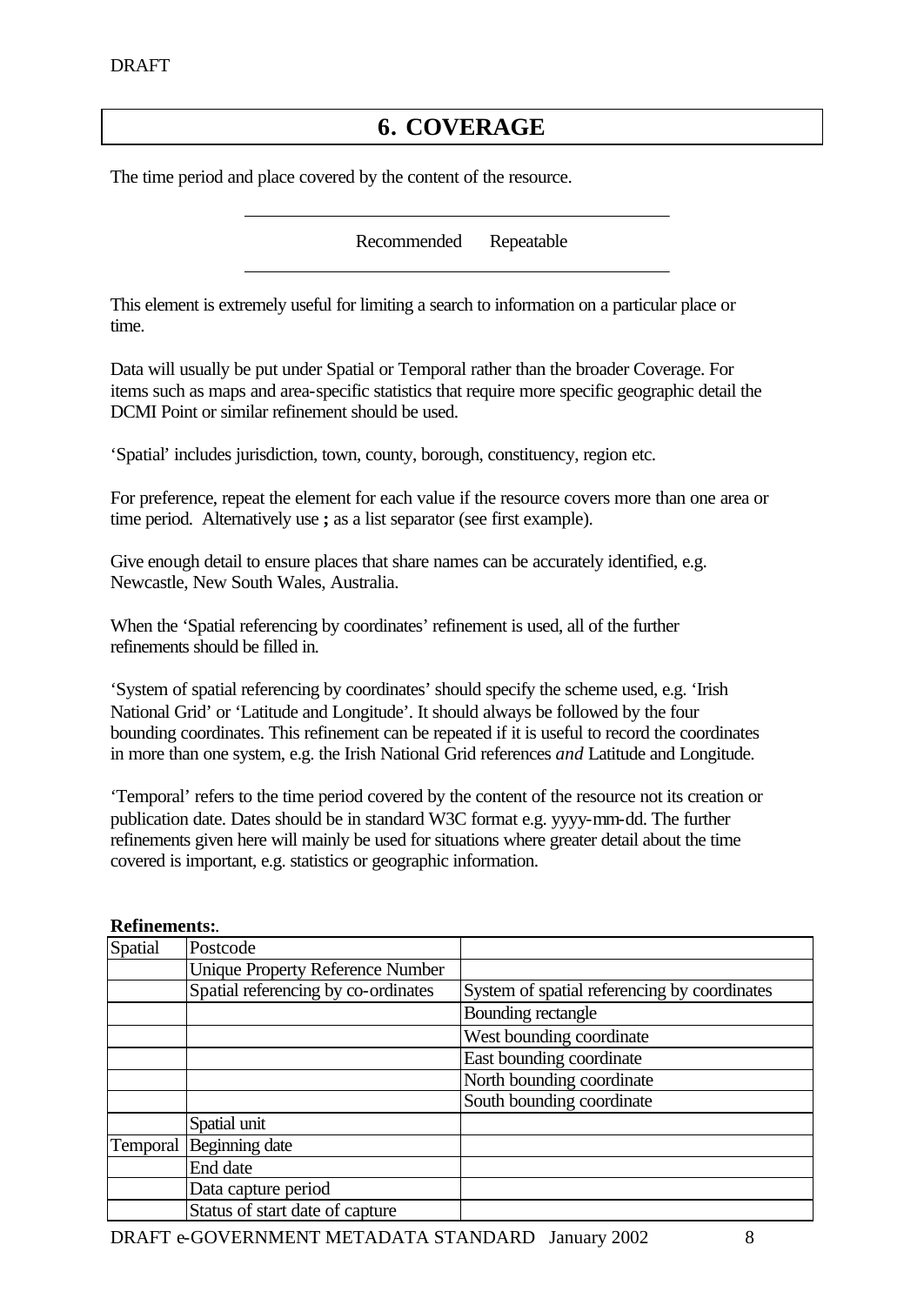# 6. COVERAGE

The time period and place covered by the content of the resource.

Recommended Repeatable

This element is extremely useful for limiting a search to information on a particular place or time.

Data will usually be put under Spatial or Temporal rather than the broader Coverage. For items such as maps and area-specific statistics that require more specific geographic detail the DCMI Point or similar refinement should be used.

'Spatial' includes jurisdiction, town, county, borough, constituency, region etc.

For preference, repeat the element for each value if the resource covers more than one area or time period. Alternatively use **;** as a list separator (see first example).

Give enough detail to ensure places that share names can be accurately identified, e.g. Newcastle, New South Wales, Australia.

When the 'Spatial referencing by coordinates' refinement is used, all of the further refinements should be filled in.

'System of spatial referencing by coordinates' should specify the scheme used, e.g. 'Irish National Grid' or 'Latitude and Longitude'. It should always be followed by the four bounding coordinates. This refinement can be repeated if it is useful to record the coordinates in more than one system, e.g. the Irish National Grid references *and* Latitude and Longitude.

'Temporal' refers to the time period covered by the content of the resource not its creation or publication date. Dates should be in standard W3C format e.g. yyyy-mm-dd. The further refinements given here will mainly be used for situations where greater detail about the time covered is important, e.g. statistics or geographic information.

**Refinements:**.

| | | |
|---|---|---|
| Spatial | Postcode | |
| | Unique Property Reference Number | |
| | Spatial referencing by co-ordinates | System of spatial referencing by coordinates |
| | | Bounding rectangle |
| | | West bounding coordinate |
| | | East bounding coordinate |
| | | North bounding coordinate |
| | | South bounding coordinate |
| | Spatial unit | |
| Temporal | Beginning date | |
| | End date | |
| | Data capture period | |
| | Status of start date of capture | |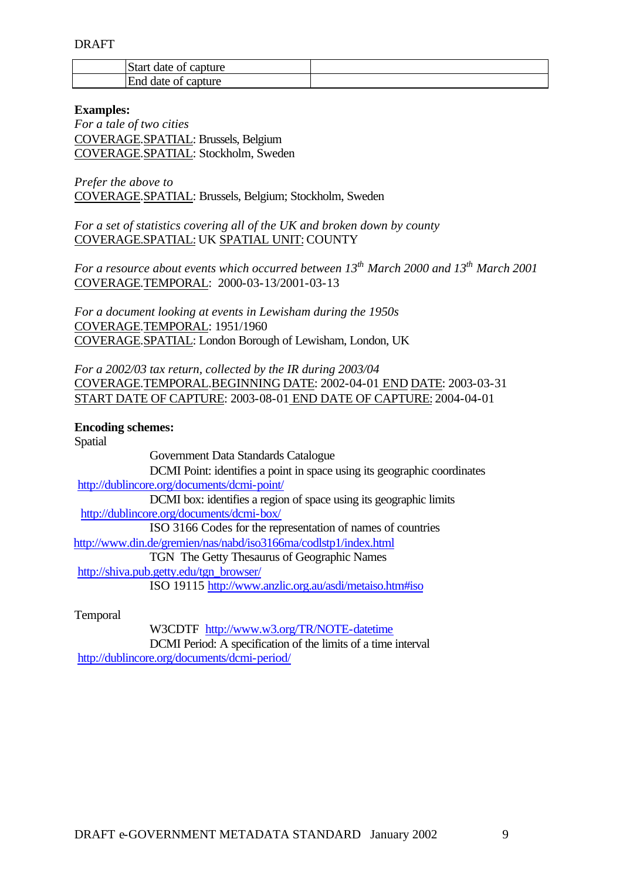DRAFT

| | | |
|---|---|---|
| | Start date of capture | |
| | End date of capture | |

**Examples:**

*For a tale of two cities*
COVERAGE.SPATIAL: Brussels, Belgium
COVERAGE.SPATIAL: Stockholm, Sweden

*Prefer the above to*
COVERAGE.SPATIAL: Brussels, Belgium; Stockholm, Sweden

*For a set of statistics covering all of the UK and broken down by county*
COVERAGE.SPATIAL: UK SPATIAL UNIT: COUNTY

*For a resource about events which occurred between 13th March 2000 and 13th March 2001*
COVERAGE.TEMPORAL: 2000-03-13/2001-03-13

*For a document looking at events in Lewisham during the 1950s*
COVERAGE.TEMPORAL: 1951/1960
COVERAGE.SPATIAL: London Borough of Lewisham, London, UK

*For a 2002/03 tax return, collected by the IR during 2003/04*
COVERAGE.TEMPORAL.BEGINNING DATE: 2002-04-01 END DATE: 2003-03-31
START DATE OF CAPTURE: 2003-08-01 END DATE OF CAPTURE: 2004-04-01

**Encoding schemes:**

Spatial

Government Data Standards Catalogue
DCMI Point: identifies a point in space using its geographic coordinates
http://dublincore.org/documents/dcmi-point/
DCMI box: identifies a region of space using its geographic limits
http://dublincore.org/documents/dcmi-box/
ISO 3166 Codes for the representation of names of countries
http://www.din.de/gremien/nas/nabd/iso3166ma/codlstp1/index.html
TGN The Getty Thesaurus of Geographic Names
http://shiva.pub.getty.edu/tgn_browser/
ISO 19115 http://www.anzlic.org.au/asdi/metaiso.htm#iso

Temporal

W3CDTF http://www.w3.org/TR/NOTE-datetime
DCMI Period: A specification of the limits of a time interval
http://dublincore.org/documents/dcmi-period/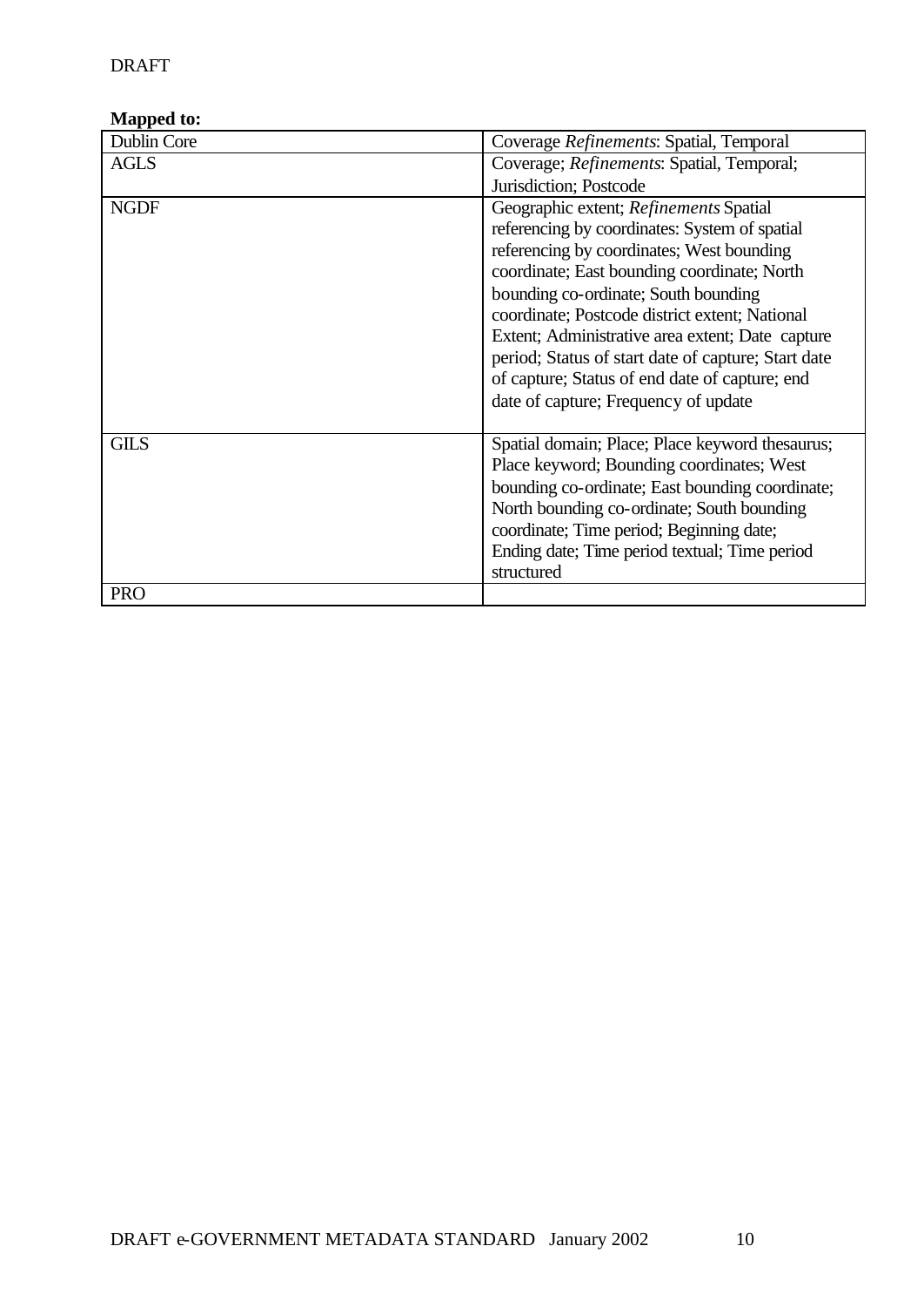**Mapped to:**

| Dublin Core | Coverage *Refinements*: Spatial, Temporal |
|---|---|
| AGLS | Coverage; *Refinements*: Spatial, Temporal; Jurisdiction; Postcode |
| NGDF | Geographic extent; *Refinements* Spatial referencing by coordinates: System of spatial referencing by coordinates; West bounding coordinate; East bounding coordinate; North bounding co-ordinate; South bounding coordinate; Postcode district extent; National Extent; Administrative area extent; Date capture period; Status of start date of capture; Start date of capture; Status of end date of capture; end date of capture; Frequency of update |
| GILS | Spatial domain; Place; Place keyword thesaurus; Place keyword; Bounding coordinates; West bounding co-ordinate; East bounding coordinate; North bounding co-ordinate; South bounding coordinate; Time period; Beginning date; Ending date; Time period textual; Time period structured |
| PRO | |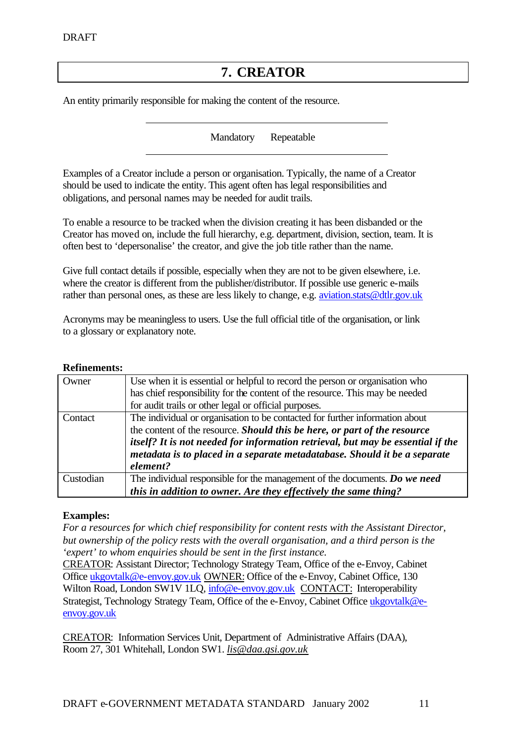# 7. CREATOR

An entity primarily responsible for making the content of the resource.

Mandatory Repeatable

Examples of a Creator include a person or organisation. Typically, the name of a Creator should be used to indicate the entity. This agent often has legal responsibilities and obligations, and personal names may be needed for audit trails.

To enable a resource to be tracked when the division creating it has been disbanded or the Creator has moved on, include the full hierarchy, e.g. department, division, section, team. It is often best to 'depersonalise' the creator, and give the job title rather than the name.

Give full contact details if possible, especially when they are not to be given elsewhere, i.e. where the creator is different from the publisher/distributor. If possible use generic e-mails rather than personal ones, as these are less likely to change, e.g. aviation.stats@dtlr.gov.uk

Acronyms may be meaningless to users. Use the full official title of the organisation, or link to a glossary or explanatory note.

**Refinements:**

| | |
|---|---|
| Owner | Use when it is essential or helpful to record the person or organisation who has chief responsibility for the content of the resource. This may be needed for audit trails or other legal or official purposes. |
| Contact | The individual or organisation to be contacted for further information about the content of the resource. ***Should this be here, or part of the resource itself? It is not needed for information retrieval, but may be essential if the metadata is to placed in a separate metadatabase. Should it be a separate element?*** |
| Custodian | The individual responsible for the management of the documents. ***Do we need this in addition to owner. Are they effectively the same thing?*** |

**Examples:**

*For a resources for which chief responsibility for content rests with the Assistant Director, but ownership of the policy rests with the overall organisation, and a third person is the 'expert' to whom enquiries should be sent in the first instance.*

CREATOR: Assistant Director; Technology Strategy Team, Office of the e-Envoy, Cabinet Office ukgovtalk@e-envoy.gov.uk OWNER: Office of the e-Envoy, Cabinet Office, 130 Wilton Road, London SW1V 1LQ, info@e-envoy.gov.uk CONTACT: Interoperability Strategist, Technology Strategy Team, Office of the e-Envoy, Cabinet Office ukgovtalk@e-envoy.gov.uk

CREATOR: Information Services Unit, Department of Administrative Affairs (DAA), Room 27, 301 Whitehall, London SW1. *lis@daa.gsi.gov.uk*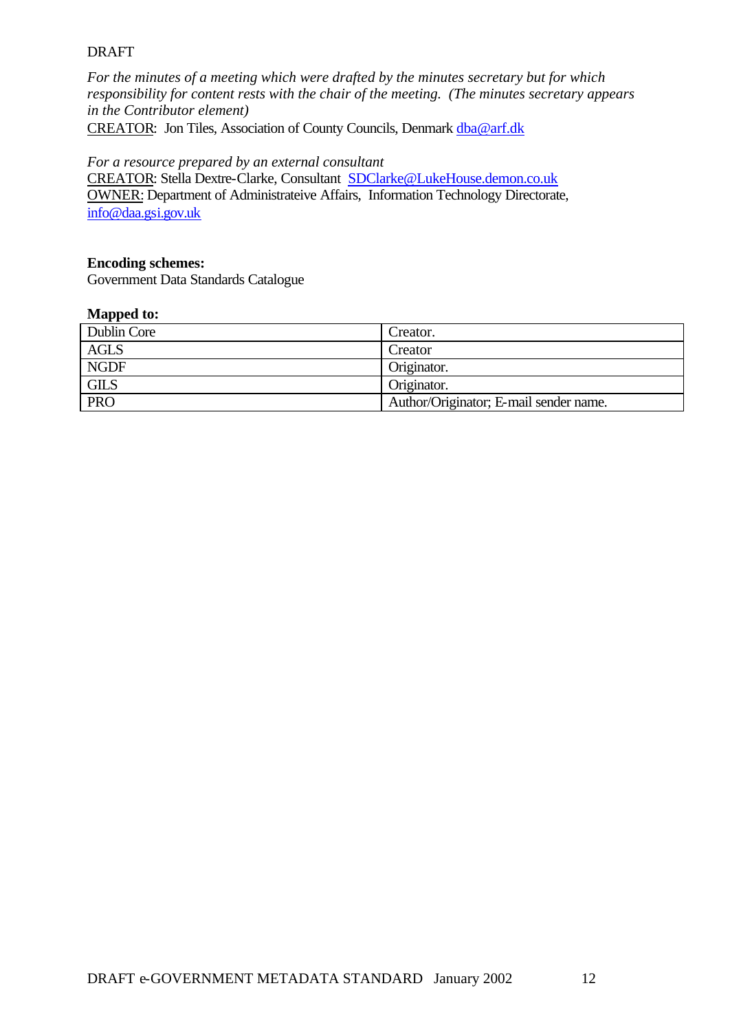DRAFT

*For the minutes of a meeting which were drafted by the minutes secretary but for which responsibility for content rests with the chair of the meeting. (The minutes secretary appears in the Contributor element)*
CREATOR: Jon Tiles, Association of County Councils, Denmark dba@arf.dk

*For a resource prepared by an external consultant*
CREATOR: Stella Dextre-Clarke, Consultant SDClarke@LukeHouse.demon.co.uk
OWNER: Department of Administrateive Affairs, Information Technology Directorate, info@daa.gsi.gov.uk

**Encoding schemes:**
Government Data Standards Catalogue

**Mapped to:**

| | |
|---|---|
| Dublin Core | Creator. |
| AGLS | Creator |
| NGDF | Originator. |
| GILS | Originator. |
| PRO | Author/Originator; E-mail sender name. |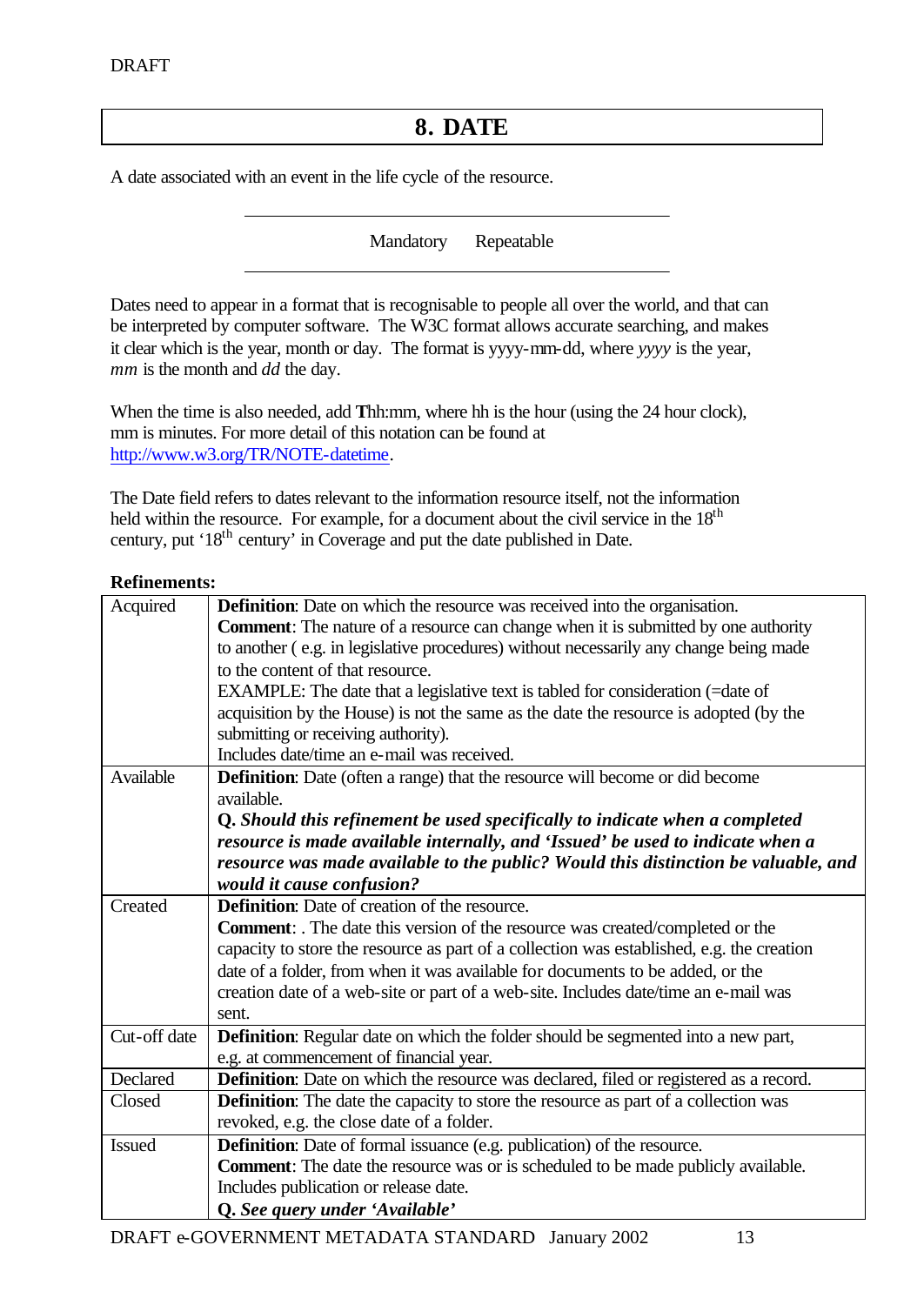# 8. DATE

A date associated with an event in the life cycle of the resource.

---

Mandatory Repeatable

---

Dates need to appear in a format that is recognisable to people all over the world, and that can be interpreted by computer software. The W3C format allows accurate searching, and makes it clear which is the year, month or day. The format is yyyy-mm-dd, where *yyyy* is the year, *mm* is the month and *dd* the day.

When the time is also needed, add **T**hh:mm, where hh is the hour (using the 24 hour clock), mm is minutes. For more detail of this notation can be found at http://www.w3.org/TR/NOTE-datetime.

The Date field refers to dates relevant to the information resource itself, not the information held within the resource. For example, for a document about the civil service in the 18th century, put '18th century' in Coverage and put the date published in Date.

**Refinements:**

| | |
|---|---|
| Acquired | **Definition**: Date on which the resource was received into the organisation.<br>**Comment**: The nature of a resource can change when it is submitted by one authority to another ( e.g. in legislative procedures) without necessarily any change being made to the content of that resource.<br>EXAMPLE: The date that a legislative text is tabled for consideration (=date of acquisition by the House) is not the same as the date the resource is adopted (by the submitting or receiving authority).<br>Includes date/time an e-mail was received. |
| Available | **Definition**: Date (often a range) that the resource will become or did become available.<br>***Q. Should this refinement be used specifically to indicate when a completed resource is made available internally, and 'Issued' be used to indicate when a resource was made available to the public? Would this distinction be valuable, and would it cause confusion?*** |
| Created | **Definition**: Date of creation of the resource.<br>**Comment**: . The date this version of the resource was created/completed or the capacity to store the resource as part of a collection was established, e.g. the creation date of a folder, from when it was available for documents to be added, or the creation date of a web-site or part of a web-site. Includes date/time an e-mail was sent. |
| Cut-off date | **Definition**: Regular date on which the folder should be segmented into a new part, e.g. at commencement of financial year. |
| Declared | **Definition**: Date on which the resource was declared, filed or registered as a record. |
| Closed | **Definition**: The date the capacity to store the resource as part of a collection was revoked, e.g. the close date of a folder. |
| Issued | **Definition**: Date of formal issuance (e.g. publication) of the resource.<br>**Comment**: The date the resource was or is scheduled to be made publicly available. Includes publication or release date.<br>***Q. See query under 'Available'*** |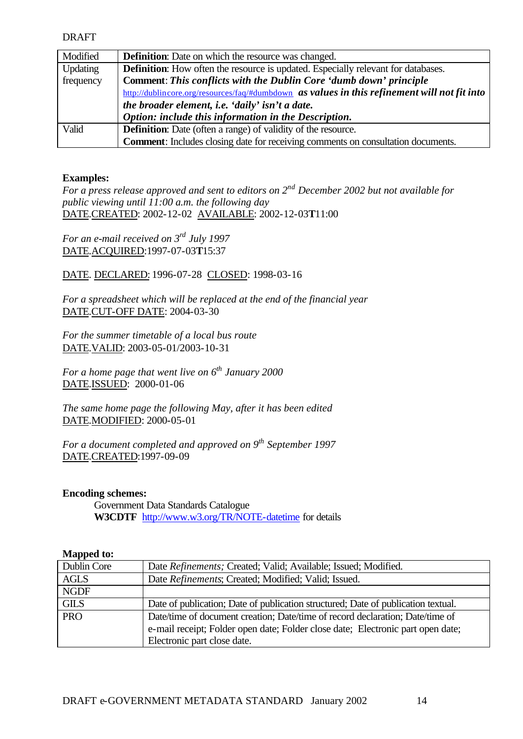DRAFT

| Modified | **Definition**: Date on which the resource was changed. |
|---|---|
| Updating frequency | **Definition**: How often the resource is updated. Especially relevant for databases.<br>**Comment**: ***This conflicts with the Dublin Core 'dumb down' principle*** http://dublincore.org/resources/faq/#dumbdown ***as values in this refinement will not fit into the broader element, i.e. 'daily' isn't a date.***<br>***Option: include this information in the Description.*** |
| Valid | **Definition**: Date (often a range) of validity of the resource.<br>**Comment**: Includes closing date for receiving comments on consultation documents. |

**Examples:**

*For a press release approved and sent to editors on 2nd December 2002 but not available for public viewing until 11:00 a.m. the following day*
DATE.CREATED: 2002-12-02 AVAILABLE: 2002-12-03**T**11:00

*For an e-mail received on 3rd July 1997*
DATE.ACQUIRED:1997-07-03**T**15:37

DATE. DECLARED: 1996-07-28 CLOSED: 1998-03-16

*For a spreadsheet which will be replaced at the end of the financial year*
DATE.CUT-OFF DATE: 2004-03-30

*For the summer timetable of a local bus route*
DATE.VALID: 2003-05-01/2003-10-31

*For a home page that went live on 6th January 2000*
DATE.ISSUED: 2000-01-06

*The same home page the following May, after it has been edited*
DATE.MODIFIED: 2000-05-01

*For a document completed and approved on 9th September 1997*
DATE.CREATED:1997-09-09

**Encoding schemes:**

Government Data Standards Catalogue
**W3CDTF** http://www.w3.org/TR/NOTE-datetime for details

**Mapped to:**

| Dublin Core | Date *Refinements;* Created; Valid; Available; Issued; Modified. |
|---|---|
| AGLS | Date *Refinements*; Created; Modified; Valid; Issued. |
| NGDF | |
| GILS | Date of publication; Date of publication structured; Date of publication textual. |
| PRO | Date/time of document creation; Date/time of record declaration; Date/time of e-mail receipt; Folder open date; Folder close date; Electronic part open date; Electronic part close date. |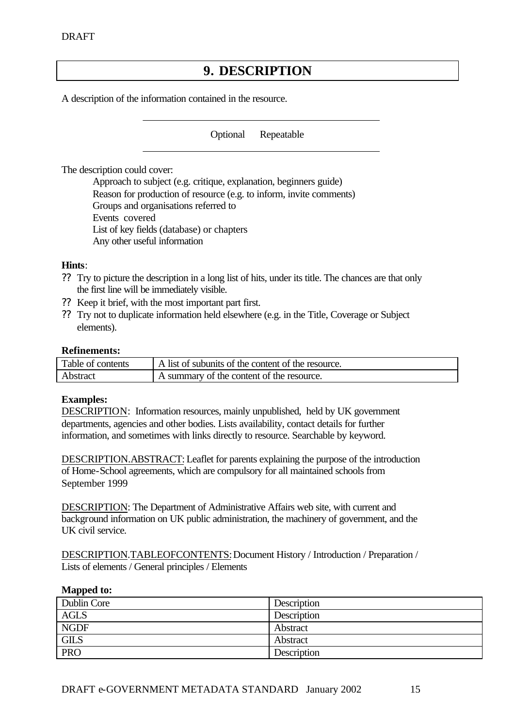# 9. DESCRIPTION

A description of the information contained in the resource.

Optional Repeatable

The description could cover:

- Approach to subject (e.g. critique, explanation, beginners guide)
- Reason for production of resource (e.g. to inform, invite comments)
- Groups and organisations referred to
- Events covered
- List of key fields (database) or chapters
- Any other useful information

**Hints**:

- Try to picture the description in a long list of hits, under its title. The chances are that only the first line will be immediately visible.
- Keep it brief, with the most important part first.
- Try not to duplicate information held elsewhere (e.g. in the Title, Coverage or Subject elements).

**Refinements:**

| Table of contents | A list of subunits of the content of the resource. |
|---|---|
| Abstract | A summary of the content of the resource. |

**Examples:**

DESCRIPTION: Information resources, mainly unpublished, held by UK government departments, agencies and other bodies. Lists availability, contact details for further information, and sometimes with links directly to resource. Searchable by keyword.

DESCRIPTION.ABSTRACT: Leaflet for parents explaining the purpose of the introduction of Home-School agreements, which are compulsory for all maintained schools from September 1999

DESCRIPTION: The Department of Administrative Affairs web site, with current and background information on UK public administration, the machinery of government, and the UK civil service.

DESCRIPTION.TABLEOFCONTENTS: Document History / Introduction / Preparation / Lists of elements / General principles / Elements

**Mapped to:**

| Dublin Core | Description |
|---|---|
| AGLS | Description |
| NGDF | Abstract |
| GILS | Abstract |
| PRO | Description |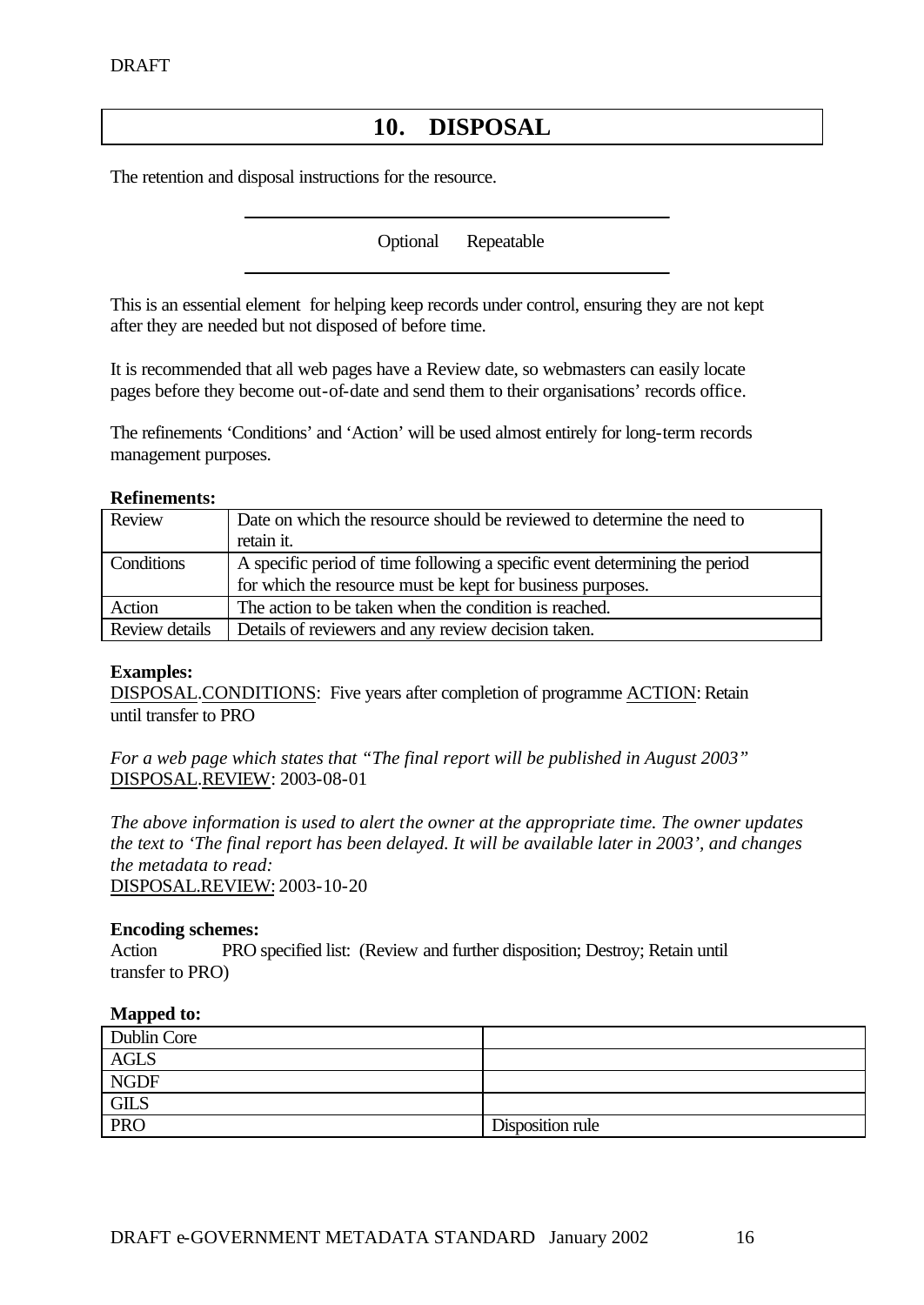# 10. DISPOSAL

The retention and disposal instructions for the resource.

Optional Repeatable

This is an essential element for helping keep records under control, ensuring they are not kept after they are needed but not disposed of before time.

It is recommended that all web pages have a Review date, so webmasters can easily locate pages before they become out-of-date and send them to their organisations' records office.

The refinements 'Conditions' and 'Action' will be used almost entirely for long-term records management purposes.

**Refinements:**

| Review | Date on which the resource should be reviewed to determine the need to retain it. |
|---|---|
| Conditions | A specific period of time following a specific event determining the period for which the resource must be kept for business purposes. |
| Action | The action to be taken when the condition is reached. |
| Review details | Details of reviewers and any review decision taken. |

**Examples:**

DISPOSAL.CONDITIONS: Five years after completion of programme ACTION: Retain until transfer to PRO

*For a web page which states that "The final report will be published in August 2003"*
DISPOSAL.REVIEW: 2003-08-01

*The above information is used to alert the owner at the appropriate time. The owner updates the text to 'The final report has been delayed. It will be available later in 2003', and changes the metadata to read:*
DISPOSAL.REVIEW: 2003-10-20

**Encoding schemes:**

Action PRO specified list: (Review and further disposition; Destroy; Retain until transfer to PRO)

**Mapped to:**

| Dublin Core | |
|---|---|
| AGLS | |
| NGDF | |
| GILS | |
| PRO | Disposition rule |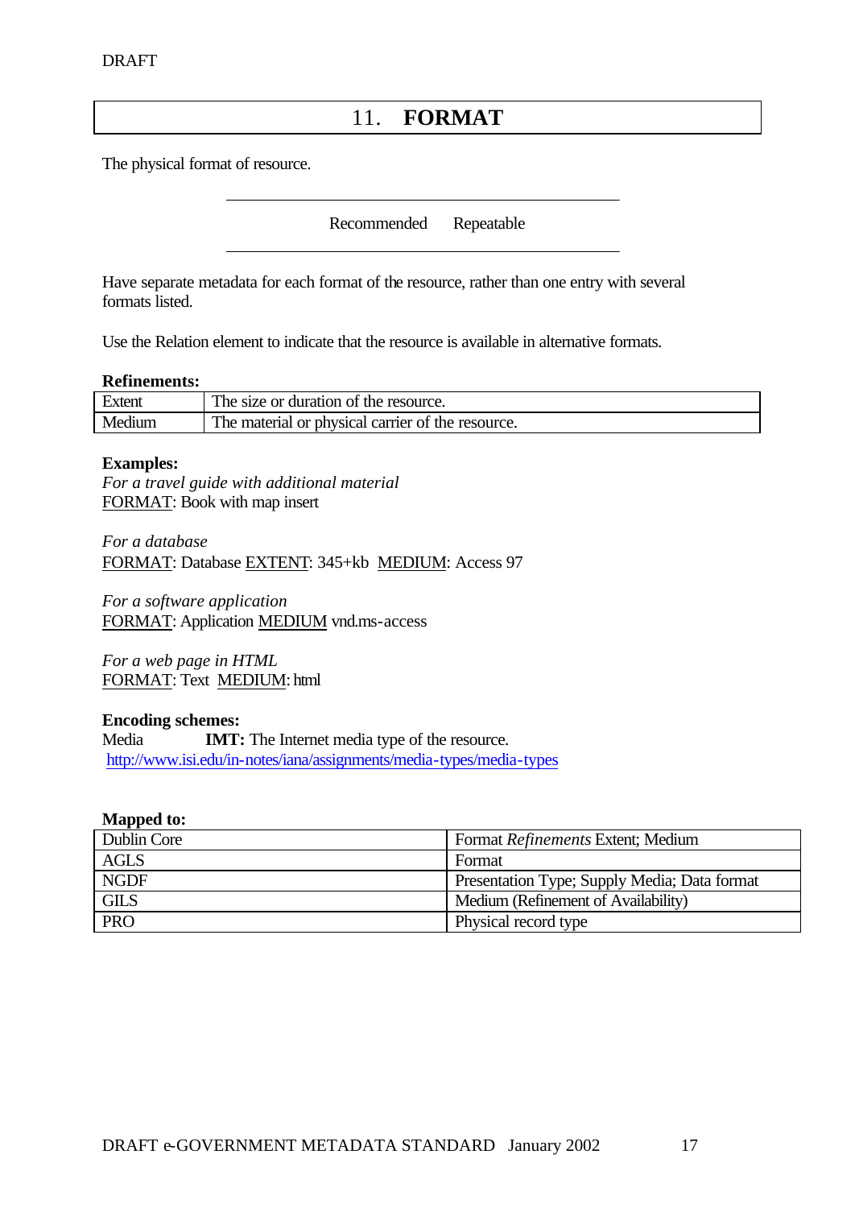# 11. **FORMAT**

The physical format of resource.

Recommended Repeatable

Have separate metadata for each format of the resource, rather than one entry with several formats listed.

Use the Relation element to indicate that the resource is available in alternative formats.

**Refinements:**

| Extent | The size or duration of the resource. |
|---|---|
| Medium | The material or physical carrier of the resource. |

**Examples:**

*For a travel guide with additional material*
FORMAT: Book with map insert

*For a database*
FORMAT: Database EXTENT: 345+kb MEDIUM: Access 97

*For a software application*
FORMAT: Application MEDIUM vnd.ms-access

*For a web page in HTML*
FORMAT: Text MEDIUM: html

**Encoding schemes:**
Media **IMT:** The Internet media type of the resource.
http://www.isi.edu/in-notes/iana/assignments/media-types/media-types

**Mapped to:**

| Dublin Core | Format *Refinements* Extent; Medium |
|---|---|
| AGLS | Format |
| NGDF | Presentation Type; Supply Media; Data format |
| GILS | Medium (Refinement of Availability) |
| PRO | Physical record type |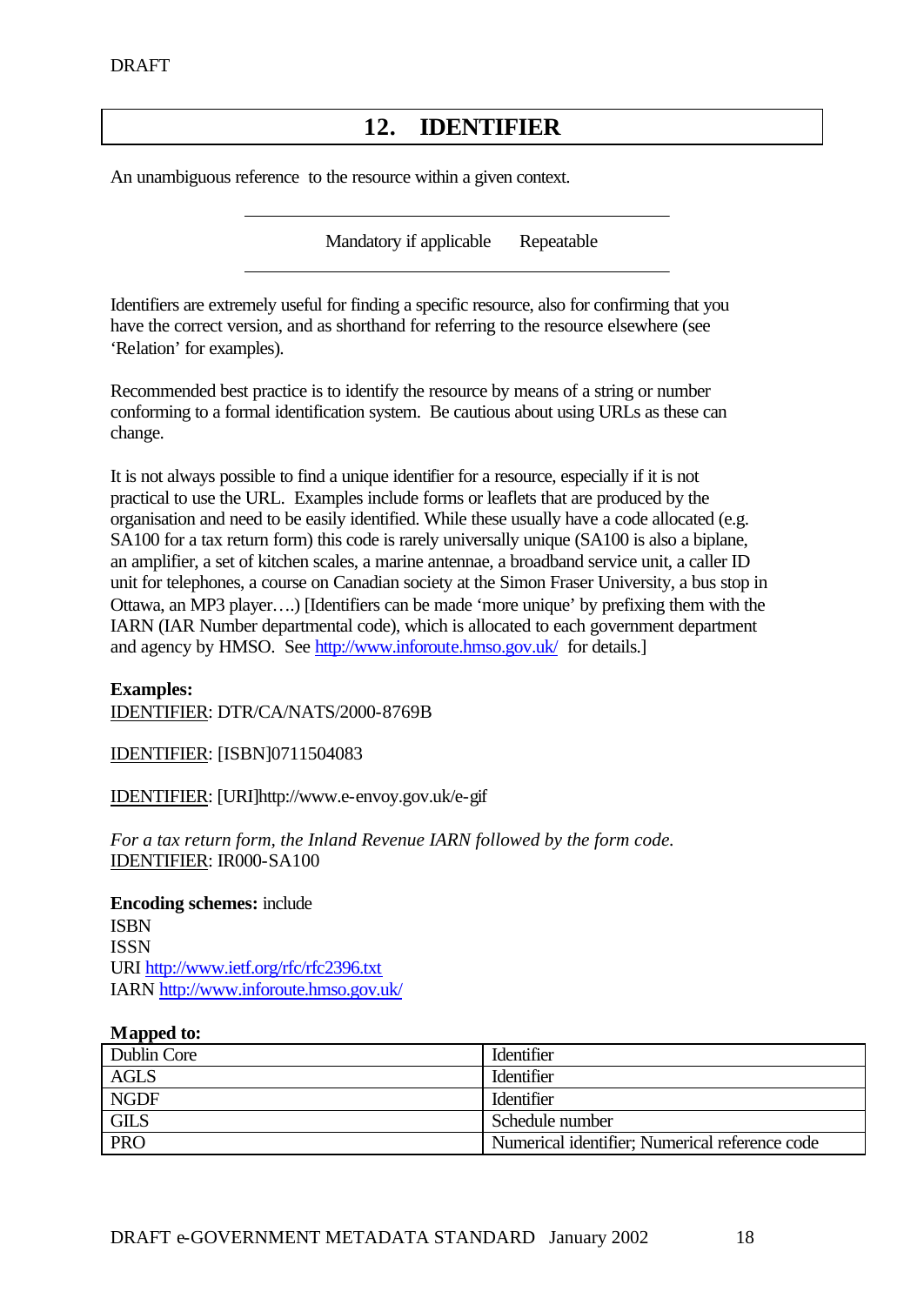# 12. IDENTIFIER

An unambiguous reference to the resource within a given context.

Mandatory if applicable    Repeatable

Identifiers are extremely useful for finding a specific resource, also for confirming that you have the correct version, and as shorthand for referring to the resource elsewhere (see 'Relation' for examples).

Recommended best practice is to identify the resource by means of a string or number conforming to a formal identification system. Be cautious about using URLs as these can change.

It is not always possible to find a unique identifier for a resource, especially if it is not practical to use the URL. Examples include forms or leaflets that are produced by the organisation and need to be easily identified. While these usually have a code allocated (e.g. SA100 for a tax return form) this code is rarely universally unique (SA100 is also a biplane, an amplifier, a set of kitchen scales, a marine antennae, a broadband service unit, a caller ID unit for telephones, a course on Canadian society at the Simon Fraser University, a bus stop in Ottawa, an MP3 player….) [Identifiers can be made 'more unique' by prefixing them with the IARN (IAR Number departmental code), which is allocated to each government department and agency by HMSO. See http://www.inforoute.hmso.gov.uk/ for details.]

**Examples:**
IDENTIFIER: DTR/CA/NATS/2000-8769B

IDENTIFIER: [ISBN]0711504083

IDENTIFIER: [URI]http://www.e-envoy.gov.uk/e-gif

*For a tax return form, the Inland Revenue IARN followed by the form code.*
IDENTIFIER: IR000-SA100

**Encoding schemes:** include
ISBN
ISSN
URI http://www.ietf.org/rfc/rfc2396.txt
IARN http://www.inforoute.hmso.gov.uk/

**Mapped to:**

| | |
|---|---|
| Dublin Core | Identifier |
| AGLS | Identifier |
| NGDF | Identifier |
| GILS | Schedule number |
| PRO | Numerical identifier; Numerical reference code |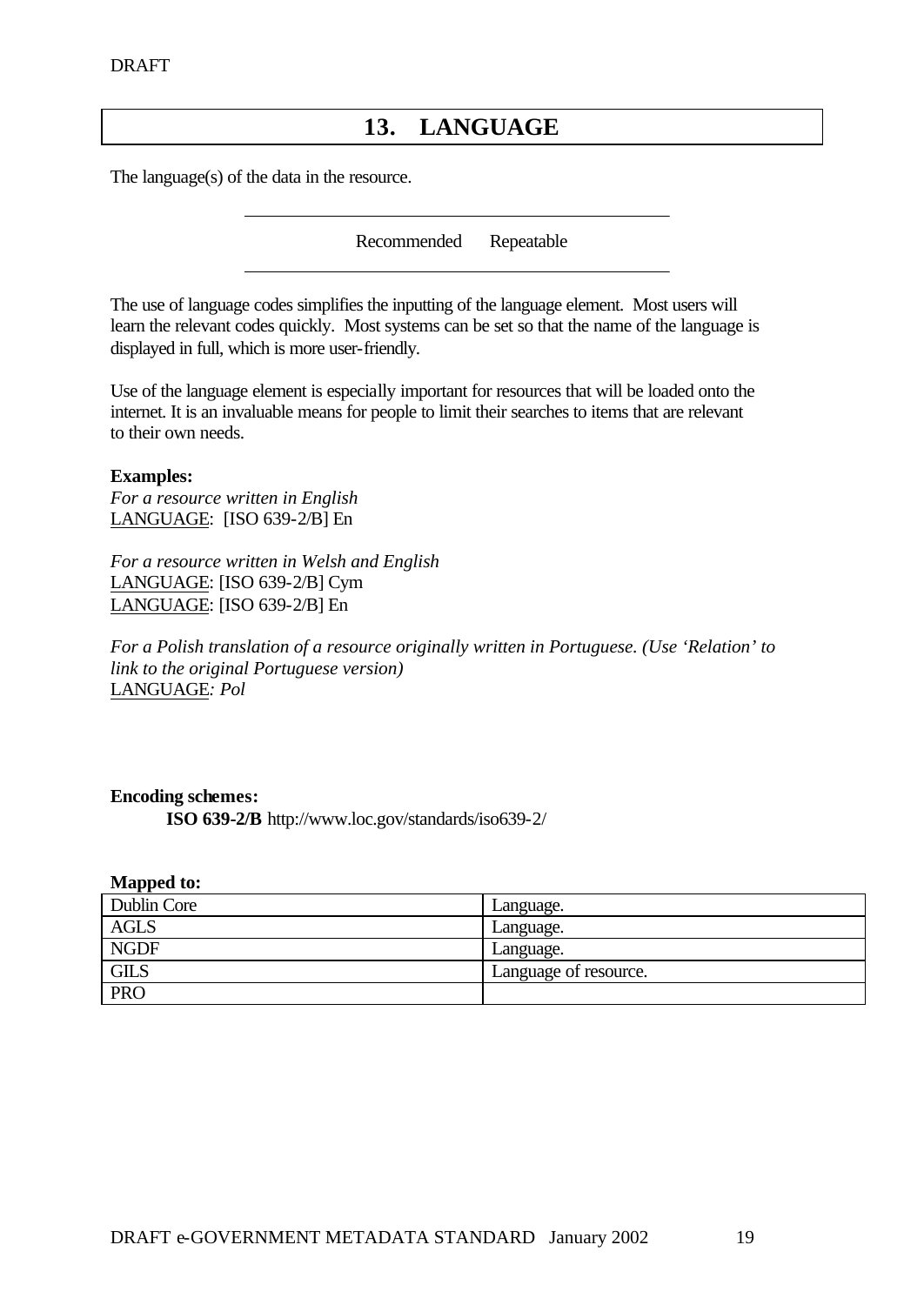# 13. LANGUAGE

The language(s) of the data in the resource.

Recommended   Repeatable

The use of language codes simplifies the inputting of the language element. Most users will learn the relevant codes quickly. Most systems can be set so that the name of the language is displayed in full, which is more user-friendly.

Use of the language element is especially important for resources that will be loaded onto the internet. It is an invaluable means for people to limit their searches to items that are relevant to their own needs.

**Examples:**

*For a resource written in English*
LANGUAGE: [ISO 639-2/B] En

*For a resource written in Welsh and English*
LANGUAGE: [ISO 639-2/B] Cym
LANGUAGE: [ISO 639-2/B] En

*For a Polish translation of a resource originally written in Portuguese. (Use 'Relation' to link to the original Portuguese version)*
LANGUAGE*: Pol*

**Encoding schemes:**

**ISO 639-2/B** http://www.loc.gov/standards/iso639-2/

**Mapped to:**

| | |
|---|---|
| Dublin Core | Language. |
| AGLS | Language. |
| NGDF | Language. |
| GILS | Language of resource. |
| PRO | |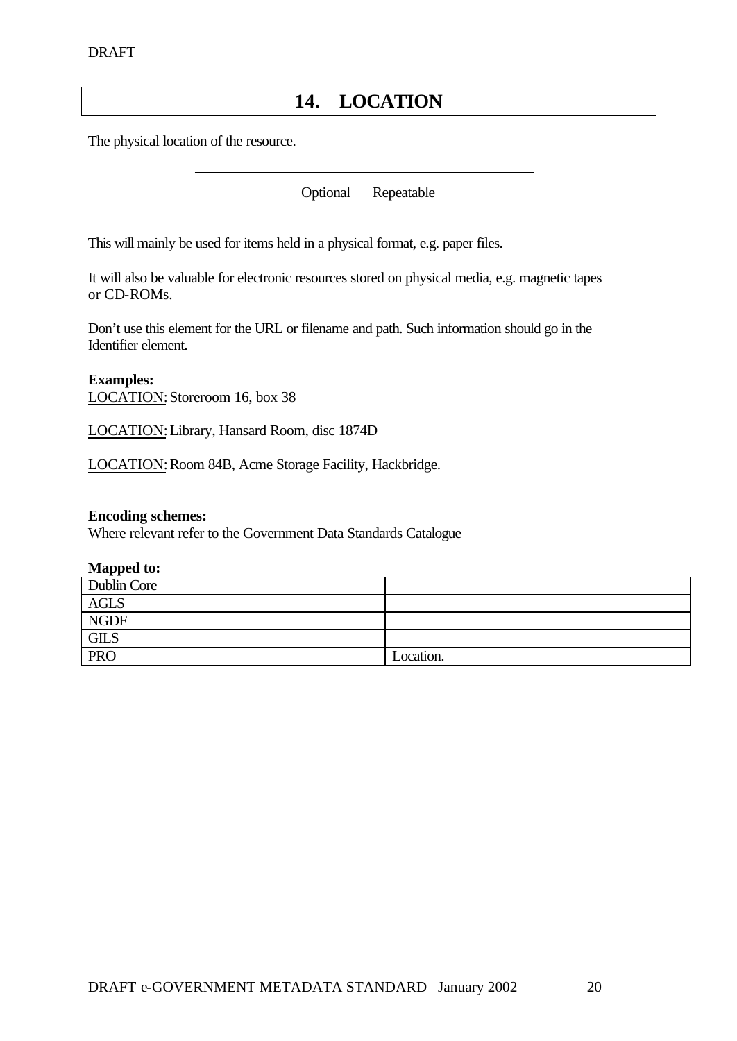# 14. LOCATION

The physical location of the resource.

---

Optional Repeatable

---

This will mainly be used for items held in a physical format, e.g. paper files.

It will also be valuable for electronic resources stored on physical media, e.g. magnetic tapes or CD-ROMs.

Don't use this element for the URL or filename and path. Such information should go in the Identifier element.

**Examples:**

LOCATION: Storeroom 16, box 38

LOCATION: Library, Hansard Room, disc 1874D

LOCATION: Room 84B, Acme Storage Facility, Hackbridge.

**Encoding schemes:**

Where relevant refer to the Government Data Standards Catalogue

**Mapped to:**

| | |
|---|---|
| Dublin Core | |
| AGLS | |
| NGDF | |
| GILS | |
| PRO | Location. |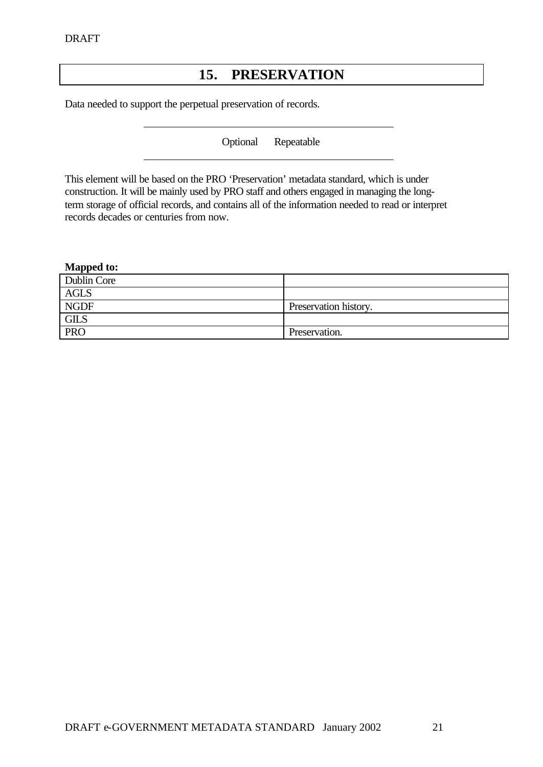# 15. PRESERVATION

Data needed to support the perpetual preservation of records.

Optional Repeatable

This element will be based on the PRO 'Preservation' metadata standard, which is under construction. It will be mainly used by PRO staff and others engaged in managing the long-term storage of official records, and contains all of the information needed to read or interpret records decades or centuries from now.

**Mapped to:**

| | |
|---|---|
| Dublin Core | |
| AGLS | |
| NGDF | Preservation history. |
| GILS | |
| PRO | Preservation. |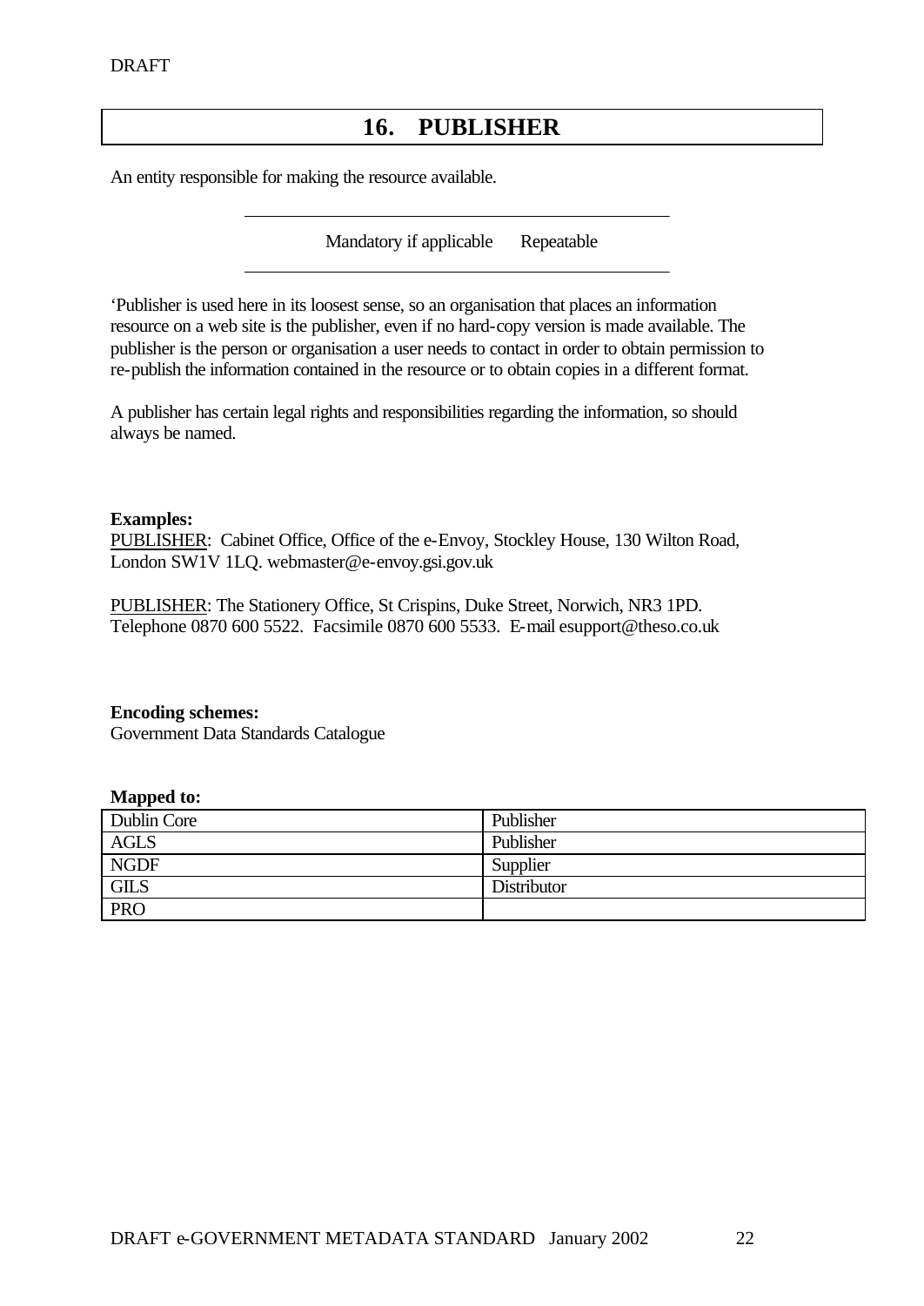# 16. PUBLISHER

An entity responsible for making the resource available.

Mandatory if applicable Repeatable

'Publisher is used here in its loosest sense, so an organisation that places an information resource on a web site is the publisher, even if no hard-copy version is made available. The publisher is the person or organisation a user needs to contact in order to obtain permission to re-publish the information contained in the resource or to obtain copies in a different format.

A publisher has certain legal rights and responsibilities regarding the information, so should always be named.

**Examples:**

PUBLISHER: Cabinet Office, Office of the e-Envoy, Stockley House, 130 Wilton Road, London SW1V 1LQ. webmaster@e-envoy.gsi.gov.uk

PUBLISHER: The Stationery Office, St Crispins, Duke Street, Norwich, NR3 1PD. Telephone 0870 600 5522. Facsimile 0870 600 5533. E-mail esupport@theso.co.uk

**Encoding schemes:**

Government Data Standards Catalogue

**Mapped to:**

| | |
|---|---|
| Dublin Core | Publisher |
| AGLS | Publisher |
| NGDF | Supplier |
| GILS | Distributor |
| PRO | |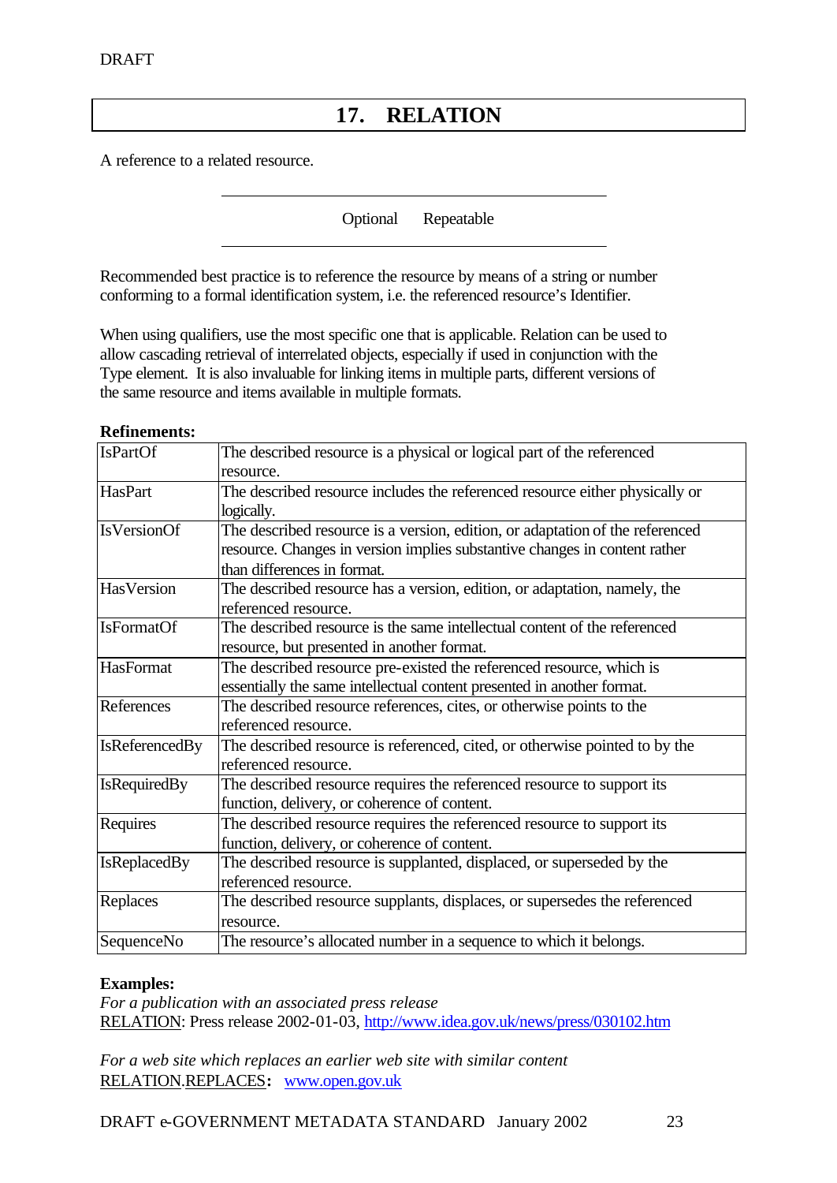# 17. RELATION

A reference to a related resource.

Optional Repeatable

Recommended best practice is to reference the resource by means of a string or number conforming to a formal identification system, i.e. the referenced resource's Identifier.

When using qualifiers, use the most specific one that is applicable. Relation can be used to allow cascading retrieval of interrelated objects, especially if used in conjunction with the Type element. It is also invaluable for linking items in multiple parts, different versions of the same resource and items available in multiple formats.

**Refinements:**

| | |
|---|---|
| IsPartOf | The described resource is a physical or logical part of the referenced resource. |
| HasPart | The described resource includes the referenced resource either physically or logically. |
| IsVersionOf | The described resource is a version, edition, or adaptation of the referenced resource. Changes in version implies substantive changes in content rather than differences in format. |
| HasVersion | The described resource has a version, edition, or adaptation, namely, the referenced resource. |
| IsFormatOf | The described resource is the same intellectual content of the referenced resource, but presented in another format. |
| HasFormat | The described resource pre-existed the referenced resource, which is essentially the same intellectual content presented in another format. |
| References | The described resource references, cites, or otherwise points to the referenced resource. |
| IsReferencedBy | The described resource is referenced, cited, or otherwise pointed to by the referenced resource. |
| IsRequiredBy | The described resource requires the referenced resource to support its function, delivery, or coherence of content. |
| Requires | The described resource requires the referenced resource to support its function, delivery, or coherence of content. |
| IsReplacedBy | The described resource is supplanted, displaced, or superseded by the referenced resource. |
| Replaces | The described resource supplants, displaces, or supersedes the referenced resource. |
| SequenceNo | The resource's allocated number in a sequence to which it belongs. |

**Examples:**

*For a publication with an associated press release*
RELATION: Press release 2002-01-03, http://www.idea.gov.uk/news/press/030102.htm

*For a web site which replaces an earlier web site with similar content*
RELATION.REPLACES**:** www.open.gov.uk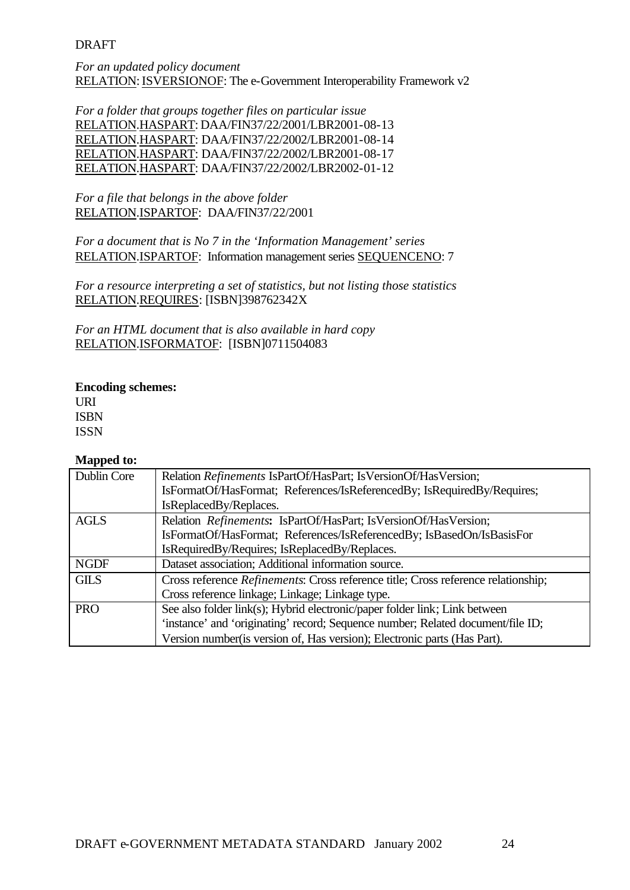DRAFT

*For an updated policy document*
RELATION: ISVERSIONOF: The e-Government Interoperability Framework v2

*For a folder that groups together files on particular issue*
RELATION.HASPART: DAA/FIN37/22/2001/LBR2001-08-13
RELATION.HASPART: DAA/FIN37/22/2002/LBR2001-08-14
RELATION.HASPART: DAA/FIN37/22/2002/LBR2001-08-17
RELATION.HASPART: DAA/FIN37/22/2002/LBR2002-01-12

*For a file that belongs in the above folder*
RELATION.ISPARTOF: DAA/FIN37/22/2001

*For a document that is No 7 in the 'Information Management' series*
RELATION.ISPARTOF: Information management series SEQUENCENO: 7

*For a resource interpreting a set of statistics, but not listing those statistics*
RELATION.REQUIRES: [ISBN]398762342X

*For an HTML document that is also available in hard copy*
RELATION.ISFORMATOF: [ISBN]0711504083

**Encoding schemes:**
URI
ISBN
ISSN

**Mapped to:**

| | |
|---|---|
| Dublin Core | Relation *Refinements* IsPartOf/HasPart; IsVersionOf/HasVersion; IsFormatOf/HasFormat; References/IsReferencedBy; IsRequiredBy/Requires; IsReplacedBy/Replaces. |
| AGLS | Relation *Refinements***:** IsPartOf/HasPart; IsVersionOf/HasVersion; IsFormatOf/HasFormat; References/IsReferencedBy; IsBasedOn/IsBasisFor IsRequiredBy/Requires; IsReplacedBy/Replaces. |
| NGDF | Dataset association; Additional information source. |
| GILS | Cross reference *Refinements*: Cross reference title; Cross reference relationship; Cross reference linkage; Linkage; Linkage type. |
| PRO | See also folder link(s); Hybrid electronic/paper folder link; Link between 'instance' and 'originating' record; Sequence number; Related document/file ID; Version number(is version of, Has version); Electronic parts (Has Part). |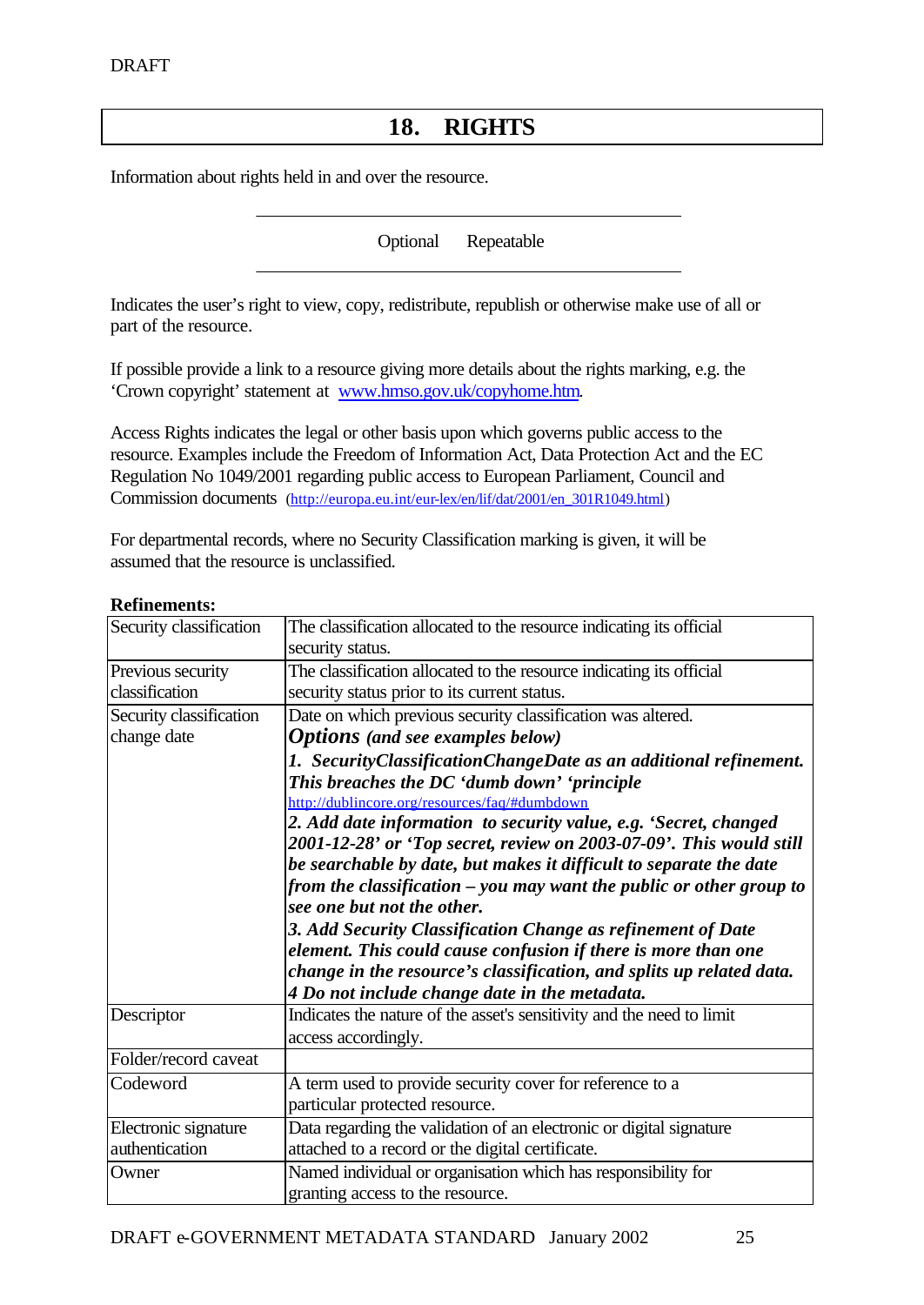DRAFT

# 18. RIGHTS

Information about rights held in and over the resource.

Optional Repeatable

Indicates the user's right to view, copy, redistribute, republish or otherwise make use of all or part of the resource.

If possible provide a link to a resource giving more details about the rights marking, e.g. the 'Crown copyright' statement at [www.hmso.gov.uk/copyhome.htm](www.hmso.gov.uk/copyhome.htm).

Access Rights indicates the legal or other basis upon which governs public access to the resource. Examples include the Freedom of Information Act, Data Protection Act and the EC Regulation No 1049/2001 regarding public access to European Parliament, Council and Commission documents (http://europa.eu.int/eur-lex/en/lif/dat/2001/en_301R1049.html)

For departmental records, where no Security Classification marking is given, it will be assumed that the resource is unclassified.

**Refinements:**

| | |
|---|---|
| Security classification | The classification allocated to the resource indicating its official security status. |
| Previous security classification | The classification allocated to the resource indicating its official security status prior to its current status. |
| Security classification change date | Date on which previous security classification was altered. ***Options** (and see examples below)* ***1. SecurityClassificationChangeDate as an additional refinement. This breaches the DC 'dumb down' 'principle*** http://dublincore.org/resources/faq/#dumbdown ***2. Add date information to security value, e.g. 'Secret, changed 2001-12-28' or 'Top secret, review on 2003-07-09'. This would still be searchable by date, but makes it difficult to separate the date from the classification – you may want the public or other group to see one but not the other.*** ***3. Add Security Classification Change as refinement of Date element. This could cause confusion if there is more than one change in the resource's classification, and splits up related data.*** ***4 Do not include change date in the metadata.*** |
| Descriptor | Indicates the nature of the asset's sensitivity and the need to limit access accordingly. |
| Folder/record caveat | |
| Codeword | A term used to provide security cover for reference to a particular protected resource. |
| Electronic signature authentication | Data regarding the validation of an electronic or digital signature attached to a record or the digital certificate. |
| Owner | Named individual or organisation which has responsibility for granting access to the resource. |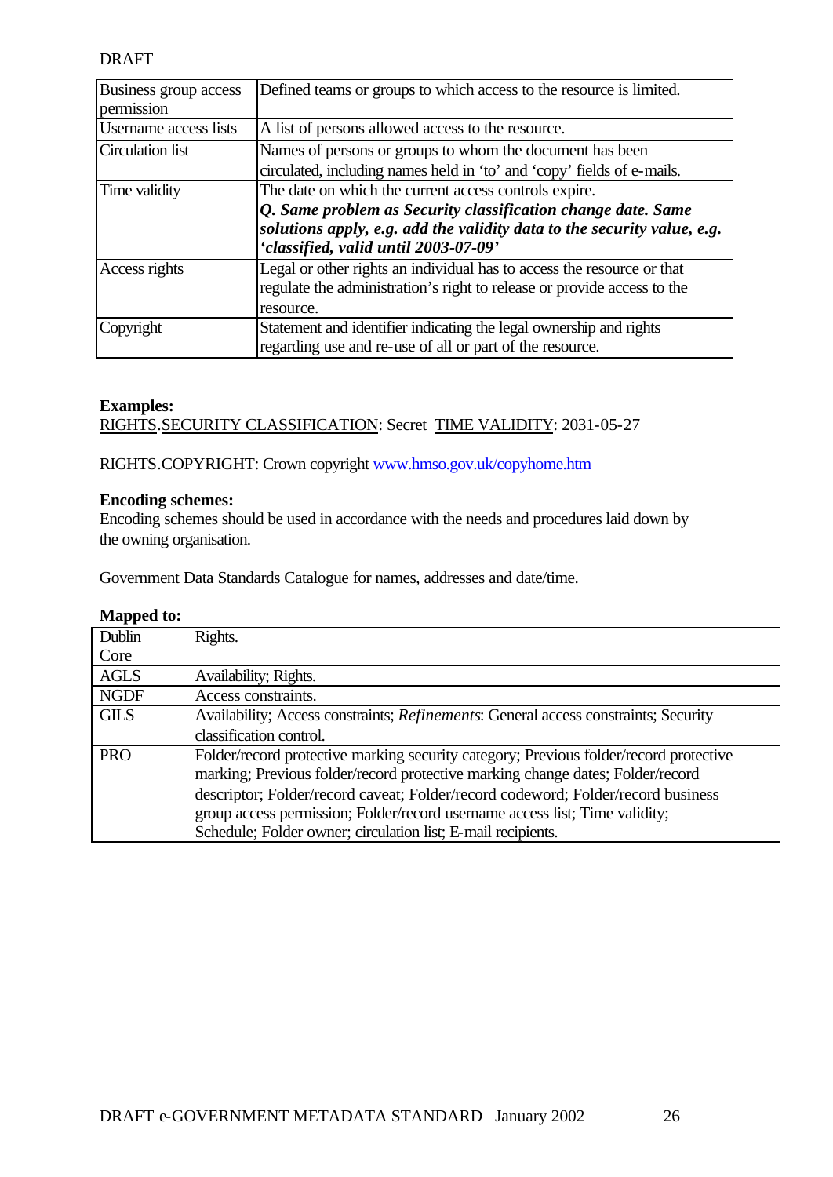| | |
|---|---|
| Business group access permission | Defined teams or groups to which access to the resource is limited. |
| Username access lists | A list of persons allowed access to the resource. |
| Circulation list | Names of persons or groups to whom the document has been circulated, including names held in 'to' and 'copy' fields of e-mails. |
| Time validity | The date on which the current access controls expire. ***Q. Same problem as Security classification change date. Same solutions apply, e.g. add the validity data to the security value, e.g. 'classified, valid until 2003-07-09'*** |
| Access rights | Legal or other rights an individual has to access the resource or that regulate the administration's right to release or provide access to the resource. |
| Copyright | Statement and identifier indicating the legal ownership and rights regarding use and re-use of all or part of the resource. |

**Examples:**

<u>RIGHTS</u>.<u>SECURITY CLASSIFICATION</u>: Secret <u>TIME VALIDITY</u>: 2031-05-27

<u>RIGHTS</u>.<u>COPYRIGHT</u>: Crown copyright [www.hmso.gov.uk/copyhome.htm](www.hmso.gov.uk/copyhome.htm)

**Encoding schemes:**

Encoding schemes should be used in accordance with the needs and procedures laid down by the owning organisation.

Government Data Standards Catalogue for names, addresses and date/time.

**Mapped to:**

| | |
|---|---|
| Dublin Core | Rights. |
| AGLS | Availability; Rights. |
| NGDF | Access constraints. |
| GILS | Availability; Access constraints; *Refinements*: General access constraints; Security classification control. |
| PRO | Folder/record protective marking security category; Previous folder/record protective marking; Previous folder/record protective marking change dates; Folder/record descriptor; Folder/record caveat; Folder/record codeword; Folder/record business group access permission; Folder/record username access list; Time validity; Schedule; Folder owner; circulation list; E-mail recipients. |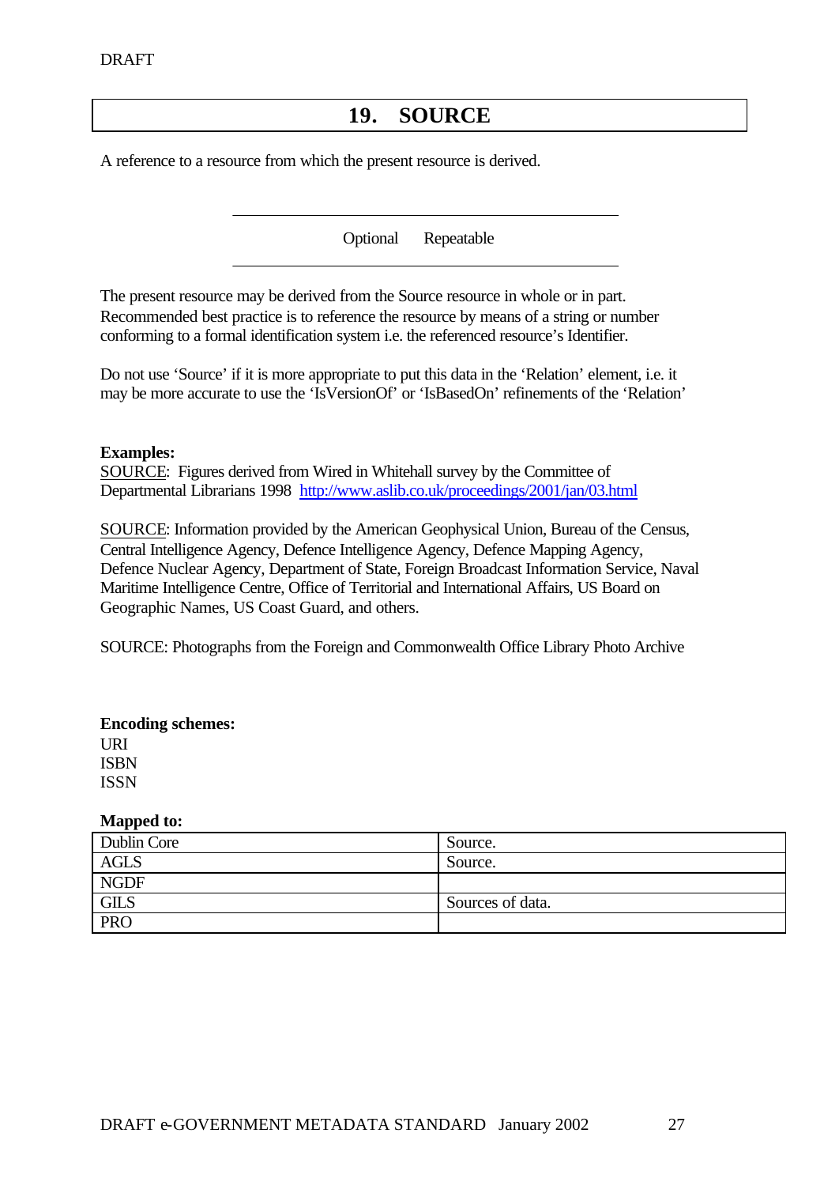# 19. SOURCE

A reference to a resource from which the present resource is derived.

Optional    Repeatable

The present resource may be derived from the Source resource in whole or in part. Recommended best practice is to reference the resource by means of a string or number conforming to a formal identification system i.e. the referenced resource's Identifier.

Do not use 'Source' if it is more appropriate to put this data in the 'Relation' element, i.e. it may be more accurate to use the 'IsVersionOf' or 'IsBasedOn' refinements of the 'Relation'

**Examples:**

SOURCE: Figures derived from Wired in Whitehall survey by the Committee of Departmental Librarians 1998 http://www.aslib.co.uk/proceedings/2001/jan/03.html

SOURCE: Information provided by the American Geophysical Union, Bureau of the Census, Central Intelligence Agency, Defence Intelligence Agency, Defence Mapping Agency, Defence Nuclear Agency, Department of State, Foreign Broadcast Information Service, Naval Maritime Intelligence Centre, Office of Territorial and International Affairs, US Board on Geographic Names, US Coast Guard, and others.

SOURCE: Photographs from the Foreign and Commonwealth Office Library Photo Archive

**Encoding schemes:**

URI
ISBN
ISSN

**Mapped to:**

| | |
|---|---|
| Dublin Core | Source. |
| AGLS | Source. |
| NGDF | |
| GILS | Sources of data. |
| PRO | |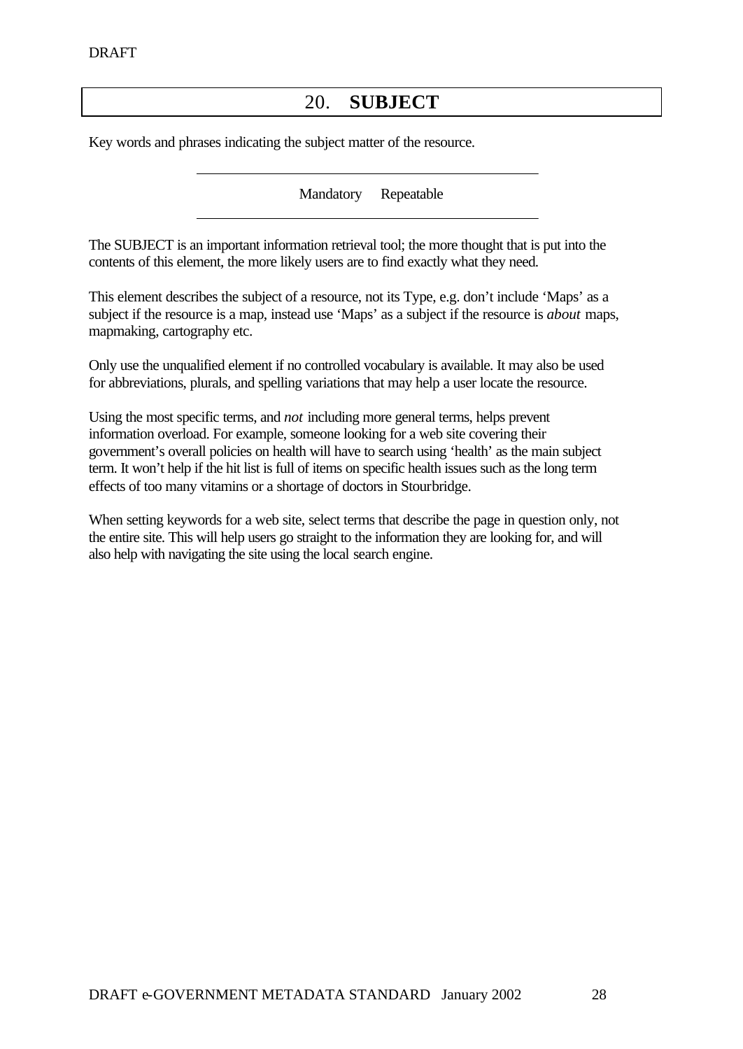## 20. SUBJECT

Key words and phrases indicating the subject matter of the resource.

Mandatory Repeatable

The SUBJECT is an important information retrieval tool; the more thought that is put into the contents of this element, the more likely users are to find exactly what they need.

This element describes the subject of a resource, not its Type, e.g. don't include 'Maps' as a subject if the resource is a map, instead use 'Maps' as a subject if the resource is *about* maps, mapmaking, cartography etc.

Only use the unqualified element if no controlled vocabulary is available. It may also be used for abbreviations, plurals, and spelling variations that may help a user locate the resource.

Using the most specific terms, and *not* including more general terms, helps prevent information overload. For example, someone looking for a web site covering their government's overall policies on health will have to search using 'health' as the main subject term. It won't help if the hit list is full of items on specific health issues such as the long term effects of too many vitamins or a shortage of doctors in Stourbridge.

When setting keywords for a web site, select terms that describe the page in question only, not the entire site. This will help users go straight to the information they are looking for, and will also help with navigating the site using the local search engine.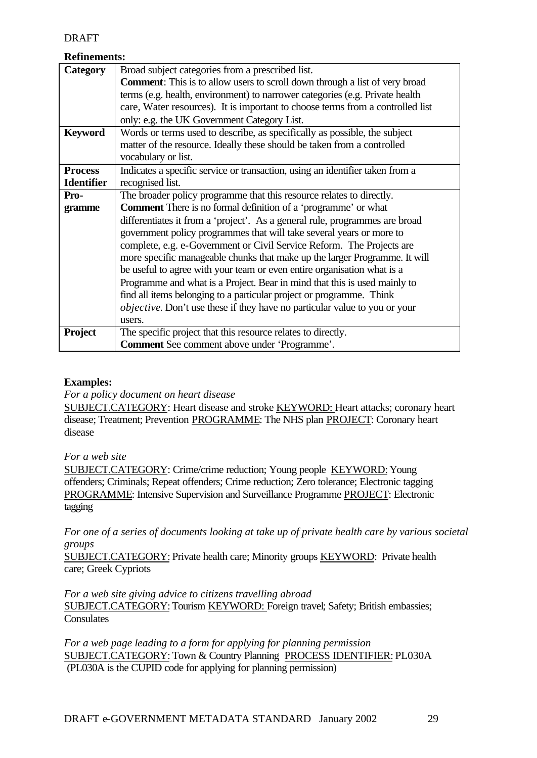DRAFT

**Refinements:**

| | |
|---|---|
| **Category** | Broad subject categories from a prescribed list. **Comment**: This is to allow users to scroll down through a list of very broad terms (e.g. health, environment) to narrower categories (e.g. Private health care, Water resources). It is important to choose terms from a controlled list only: e.g. the UK Government Category List. |
| **Keyword** | Words or terms used to describe, as specifically as possible, the subject matter of the resource. Ideally these should be taken from a controlled vocabulary or list. |
| **Process Identifier** | Indicates a specific service or transaction, using an identifier taken from a recognised list. |
| **Pro-gramme** | The broader policy programme that this resource relates to directly. **Comment** There is no formal definition of a 'programme' or what differentiates it from a 'project'. As a general rule, programmes are broad government policy programmes that will take several years or more to complete, e.g. e-Government or Civil Service Reform. The Projects are more specific manageable chunks that make up the larger Programme. It will be useful to agree with your team or even entire organisation what is a Programme and what is a Project. Bear in mind that this is used mainly to find all items belonging to a particular project or programme. Think *objective*. Don't use these if they have no particular value to you or your users. |
| **Project** | The specific project that this resource relates to directly. **Comment** See comment above under 'Programme'. |

**Examples:**

*For a policy document on heart disease*
SUBJECT.CATEGORY: Heart disease and stroke KEYWORD: Heart attacks; coronary heart disease; Treatment; Prevention PROGRAMME: The NHS plan PROJECT: Coronary heart disease

*For a web site*
SUBJECT.CATEGORY: Crime/crime reduction; Young people KEYWORD: Young offenders; Criminals; Repeat offenders; Crime reduction; Zero tolerance; Electronic tagging PROGRAMME: Intensive Supervision and Surveillance Programme PROJECT: Electronic tagging

*For one of a series of documents looking at take up of private health care by various societal groups*
SUBJECT.CATEGORY: Private health care; Minority groups KEYWORD: Private health care; Greek Cypriots

*For a web site giving advice to citizens travelling abroad*
SUBJECT.CATEGORY: Tourism KEYWORD: Foreign travel; Safety; British embassies; Consulates

*For a web page leading to a form for applying for planning permission*
SUBJECT.CATEGORY: Town & Country Planning PROCESS IDENTIFIER: PL030A
(PL030A is the CUPID code for applying for planning permission)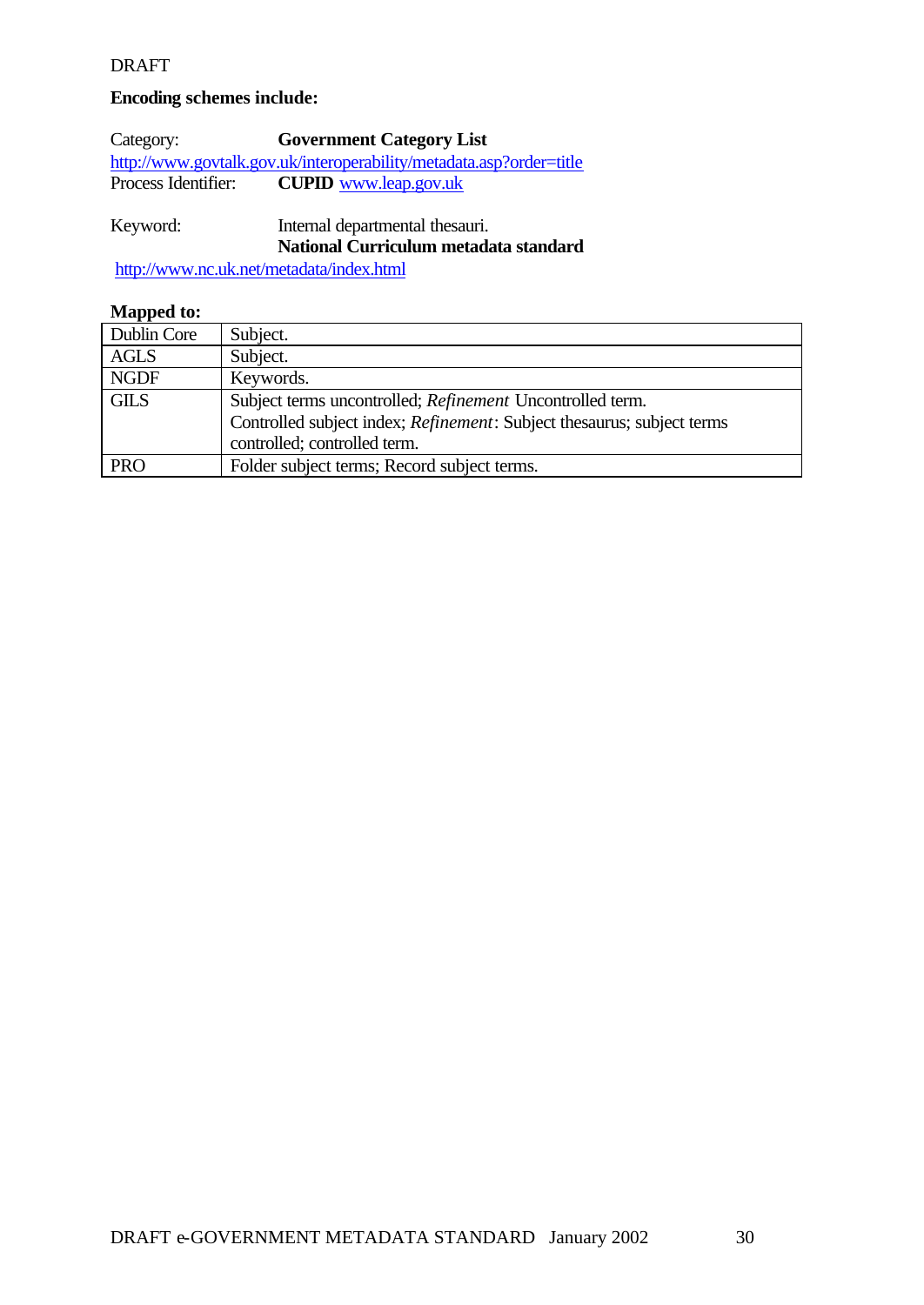DRAFT

**Encoding schemes include:**

Category: **Government Category List**
http://www.govtalk.gov.uk/interoperability/metadata.asp?order=title
Process Identifier: **CUPID** www.leap.gov.uk

Keyword: Internal departmental thesauri.
**National Curriculum metadata standard**
http://www.nc.uk.net/metadata/index.html

**Mapped to:**

| | |
|---|---|
| Dublin Core | Subject. |
| AGLS | Subject. |
| NGDF | Keywords. |
| GILS | Subject terms uncontrolled; *Refinement* Uncontrolled term. Controlled subject index; *Refinement*: Subject thesaurus; subject terms controlled; controlled term. |
| PRO | Folder subject terms; Record subject terms. |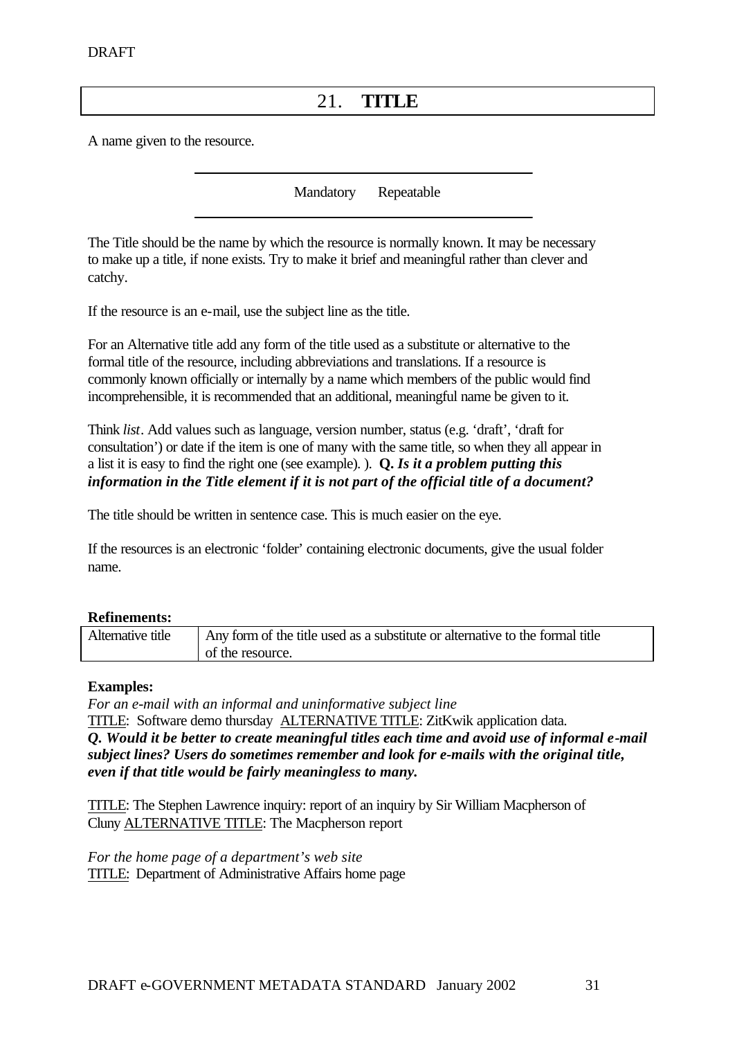DRAFT

# 21. **TITLE**

A name given to the resource.

Mandatory Repeatable

The Title should be the name by which the resource is normally known. It may be necessary to make up a title, if none exists. Try to make it brief and meaningful rather than clever and catchy.

If the resource is an e-mail, use the subject line as the title.

For an Alternative title add any form of the title used as a substitute or alternative to the formal title of the resource, including abbreviations and translations. If a resource is commonly known officially or internally by a name which members of the public would find incomprehensible, it is recommended that an additional, meaningful name be given to it.

Think *list*. Add values such as language, version number, status (e.g. 'draft', 'draft for consultation') or date if the item is one of many with the same title, so when they all appear in a list it is easy to find the right one (see example). ). **Q.** ***Is it a problem putting this information in the Title element if it is not part of the official title of a document?***

The title should be written in sentence case. This is much easier on the eye.

If the resources is an electronic 'folder' containing electronic documents, give the usual folder name.

**Refinements:**

| Alternative title | Any form of the title used as a substitute or alternative to the formal title of the resource. |
|---|---|

**Examples:**

*For an e-mail with an informal and uninformative subject line*

TITLE: Software demo thursday ALTERNATIVE TITLE: ZitKwik application data.

***Q. Would it be better to create meaningful titles each time and avoid use of informal e-mail subject lines? Users do sometimes remember and look for e-mails with the original title, even if that title would be fairly meaningless to many.***

TITLE: The Stephen Lawrence inquiry: report of an inquiry by Sir William Macpherson of Cluny ALTERNATIVE TITLE: The Macpherson report

*For the home page of a department's web site*

TITLE: Department of Administrative Affairs home page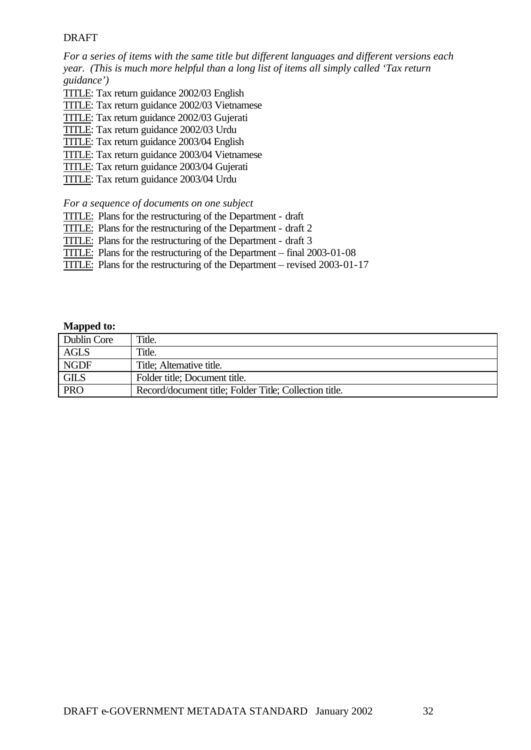DRAFT

*For a series of items with the same title but different languages and different versions each year. (This is much more helpful than a long list of items all simply called 'Tax return guidance')*

<u>TITLE</u>: Tax return guidance 2002/03 English
<u>TITLE</u>: Tax return guidance 2002/03 Vietnamese
<u>TITLE</u>: Tax return guidance 2002/03 Gujerati
<u>TITLE</u>: Tax return guidance 2002/03 Urdu
<u>TITLE</u>: Tax return guidance 2003/04 English
<u>TITLE</u>: Tax return guidance 2003/04 Vietnamese
<u>TITLE</u>: Tax return guidance 2003/04 Gujerati
<u>TITLE</u>: Tax return guidance 2003/04 Urdu

*For a sequence of documents on one subject*

<u>TITLE:</u> Plans for the restructuring of the Department - draft
<u>TITLE:</u> Plans for the restructuring of the Department - draft 2
<u>TITLE:</u> Plans for the restructuring of the Department - draft 3
<u>TITLE:</u> Plans for the restructuring of the Department – final 2003-01-08
<u>TITLE:</u> Plans for the restructuring of the Department – revised 2003-01-17

**Mapped to:**

| | |
|---|---|
| Dublin Core | Title. |
| AGLS | Title. |
| NGDF | Title; Alternative title. |
| GILS | Folder title; Document title. |
| PRO | Record/document title; Folder Title; Collection title. |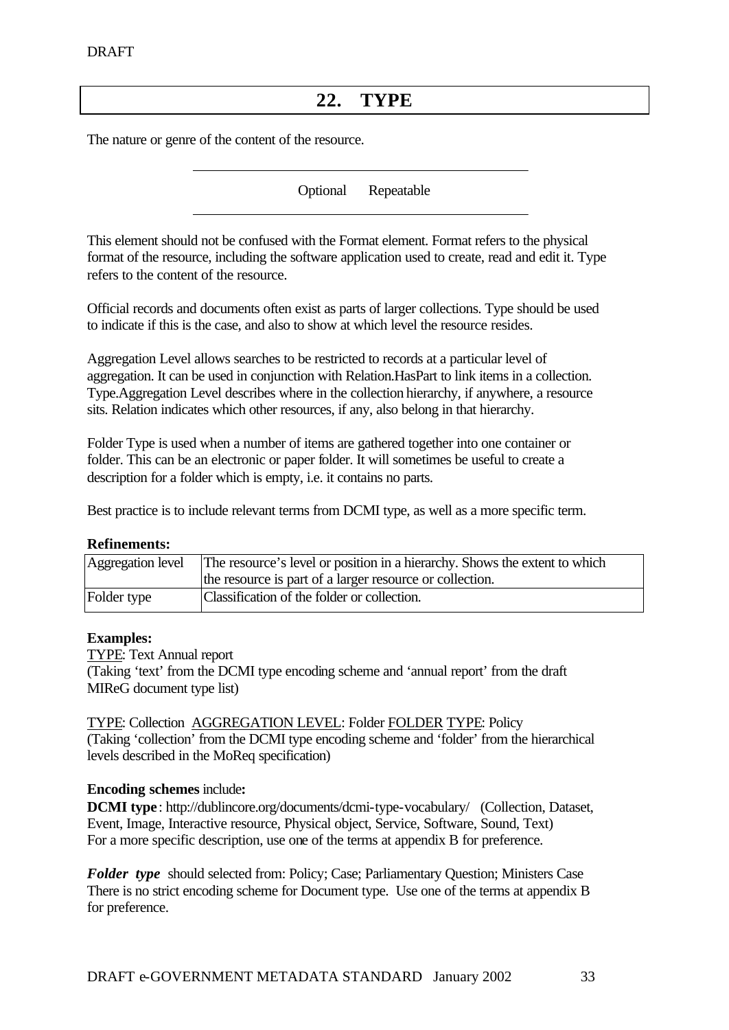# 22. TYPE

The nature or genre of the content of the resource.

Optional    Repeatable

This element should not be confused with the Format element. Format refers to the physical format of the resource, including the software application used to create, read and edit it. Type refers to the content of the resource.

Official records and documents often exist as parts of larger collections. Type should be used to indicate if this is the case, and also to show at which level the resource resides.

Aggregation Level allows searches to be restricted to records at a particular level of aggregation. It can be used in conjunction with Relation.HasPart to link items in a collection. Type.Aggregation Level describes where in the collection hierarchy, if anywhere, a resource sits. Relation indicates which other resources, if any, also belong in that hierarchy.

Folder Type is used when a number of items are gathered together into one container or folder. This can be an electronic or paper folder. It will sometimes be useful to create a description for a folder which is empty, i.e. it contains no parts.

Best practice is to include relevant terms from DCMI type, as well as a more specific term.

**Refinements:**

| Aggregation level | The resource's level or position in a hierarchy. Shows the extent to which the resource is part of a larger resource or collection. |
|---|---|
| Folder type | Classification of the folder or collection. |

**Examples:**

<u>TYPE</u>: Text Annual report
(Taking 'text' from the DCMI type encoding scheme and 'annual report' from the draft MIReG document type list)

<u>TYPE</u>: Collection <u>AGGREGATION LEVEL</u>: Folder <u>FOLDER</u> <u>TYPE</u>: Policy
(Taking 'collection' from the DCMI type encoding scheme and 'folder' from the hierarchical levels described in the MoReq specification)

**Encoding schemes** include**:**

**DCMI type**: http://dublincore.org/documents/dcmi-type-vocabulary/ (Collection, Dataset, Event, Image, Interactive resource, Physical object, Service, Software, Sound, Text)
For a more specific description, use one of the terms at appendix B for preference.

***Folder type*** should selected from: Policy; Case; Parliamentary Question; Ministers Case
There is no strict encoding scheme for Document type. Use one of the terms at appendix B for preference.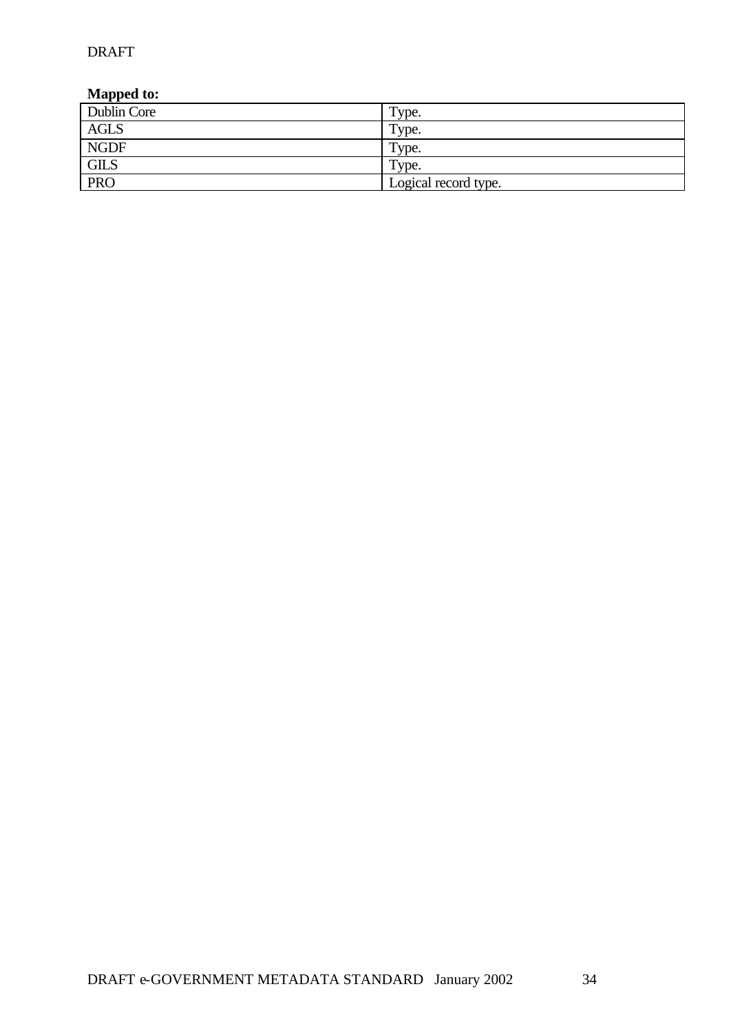**Mapped to:**

| Dublin Core | Type. |
|---|---|
| AGLS | Type. |
| NGDF | Type. |
| GILS | Type. |
| PRO | Logical record type. |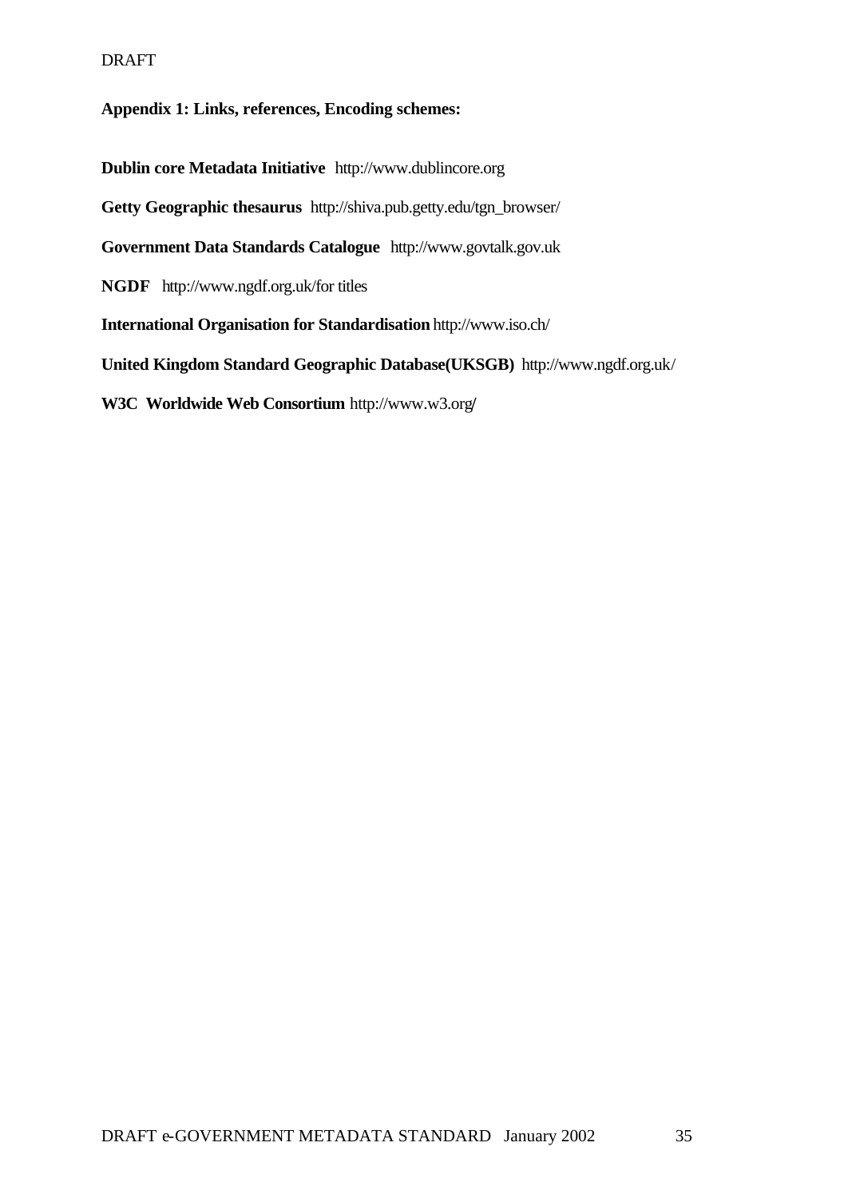## Appendix 1: Links, references, Encoding schemes:

**Dublin core Metadata Initiative** http://www.dublincore.org

**Getty Geographic thesaurus** http://shiva.pub.getty.edu/tgn_browser/

**Government Data Standards Catalogue** http://www.govtalk.gov.uk

**NGDF** http://www.ngdf.org.uk/for titles

**International Organisation for Standardisation** http://www.iso.ch/

**United Kingdom Standard Geographic Database(UKSGB)** http://www.ngdf.org.uk/

**W3C Worldwide Web Consortium** http://www.w3.org/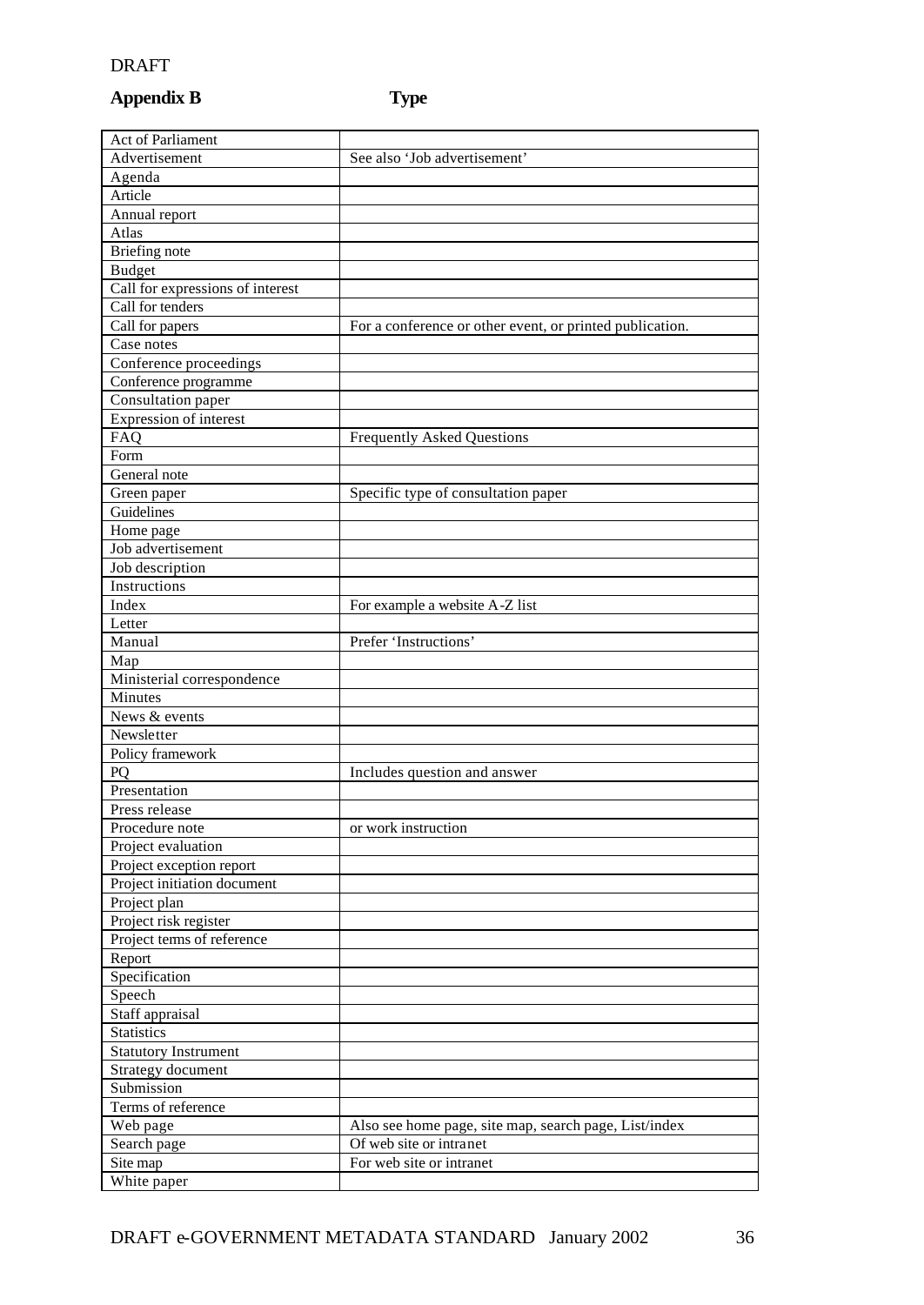DRAFT

**Appendix B** **Type**

| | |
|---|---|
| Act of Parliament | |
| Advertisement | See also 'Job advertisement' |
| Agenda | |
| Article | |
| Annual report | |
| Atlas | |
| Briefing note | |
| Budget | |
| Call for expressions of interest | |
| Call for tenders | |
| Call for papers | For a conference or other event, or printed publication. |
| Case notes | |
| Conference proceedings | |
| Conference programme | |
| Consultation paper | |
| Expression of interest | |
| FAQ | Frequently Asked Questions |
| Form | |
| General note | |
| Green paper | Specific type of consultation paper |
| Guidelines | |
| Home page | |
| Job advertisement | |
| Job description | |
| Instructions | |
| Index | For example a website A-Z list |
| Letter | |
| Manual | Prefer 'Instructions' |
| Map | |
| Ministerial correspondence | |
| Minutes | |
| News & events | |
| Newsletter | |
| Policy framework | |
| PQ | Includes question and answer |
| Presentation | |
| Press release | |
| Procedure note | or work instruction |
| Project evaluation | |
| Project exception report | |
| Project initiation document | |
| Project plan | |
| Project risk register | |
| Project terms of reference | |
| Report | |
| Specification | |
| Speech | |
| Staff appraisal | |
| Statistics | |
| Statutory Instrument | |
| Strategy document | |
| Submission | |
| Terms of reference | |
| Web page | Also see home page, site map, search page, List/index |
| Search page | Of web site or intranet |
| Site map | For web site or intranet |
| White paper | |